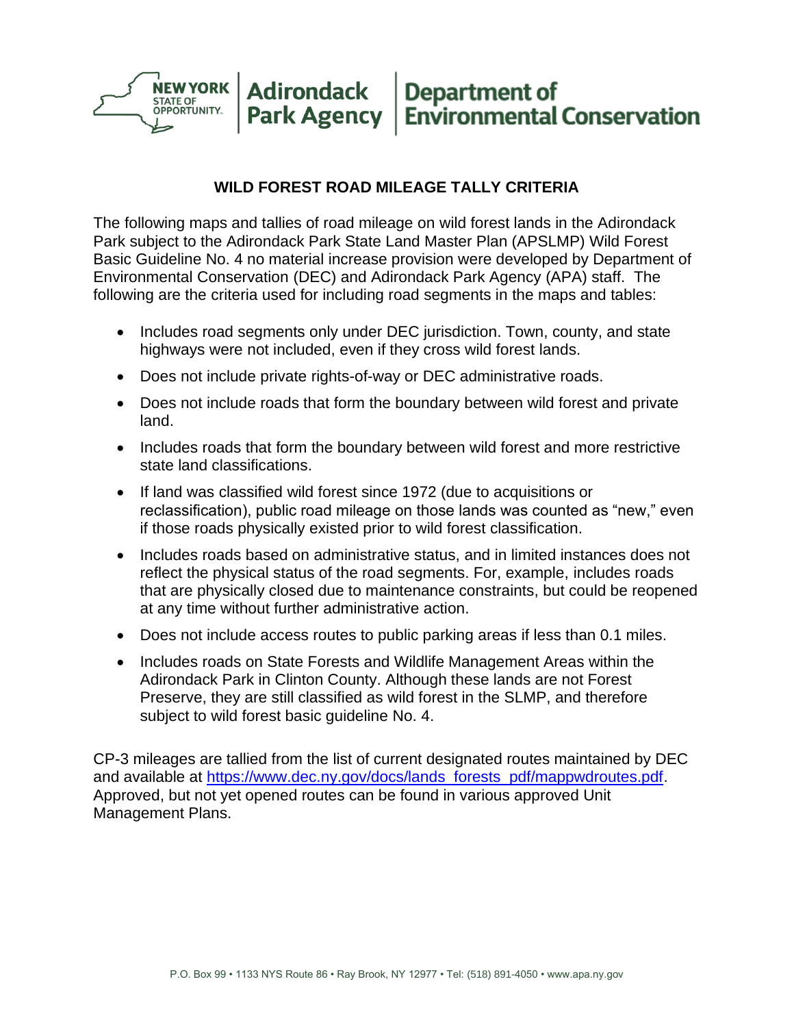# WILD FOREST ROAD MILEAGE TALLY CRITERIA

The following maps and tallies of road mileage on wild forest lands in the Adirondack Park subject to the Adirondack Park State Land Master Plan (APSLMP) Wild Forest Basic Guideline No. 4 no material increase provision were developed by Department of Environmental Conservation (DEC) and Adirondack Park Agency (APA) staff. The following are the criteria used for including road segments in the maps and tables:

- Includes road segments only under DEC jurisdiction. Town, county, and state highways were not included, even if they cross wild forest lands.
- Does not include private rights-of-way or DEC administrative roads.
- Does not include roads that form the boundary between wild forest and private land.
- Includes roads that form the boundary between wild forest and more restrictive state land classifications.
- If land was classified wild forest since 1972 (due to acquisitions or reclassification), public road mileage on those lands was counted as "new," even if those roads physically existed prior to wild forest classification.
- Includes roads based on administrative status, and in limited instances does not reflect the physical status of the road segments. For, example, includes roads that are physically closed due to maintenance constraints, but could be reopened at any time without further administrative action.
- Does not include access routes to public parking areas if less than 0.1 miles.
- Includes roads on State Forests and Wildlife Management Areas within the Adirondack Park in Clinton County. Although these lands are not Forest Preserve, they are still classified as wild forest in the SLMP, and therefore subject to wild forest basic guideline No. 4.

CP-3 mileages are tallied from the list of current designated routes maintained by DEC and available at [https://www.dec.ny.gov/docs/lands_forests_pdf/mappwdroutes.pdf](https://www.dec.ny.gov/docs/lands_forests_pdf/mappwdroutes.pdf). Approved, but not yet opened routes can be found in various approved Unit Management Plans.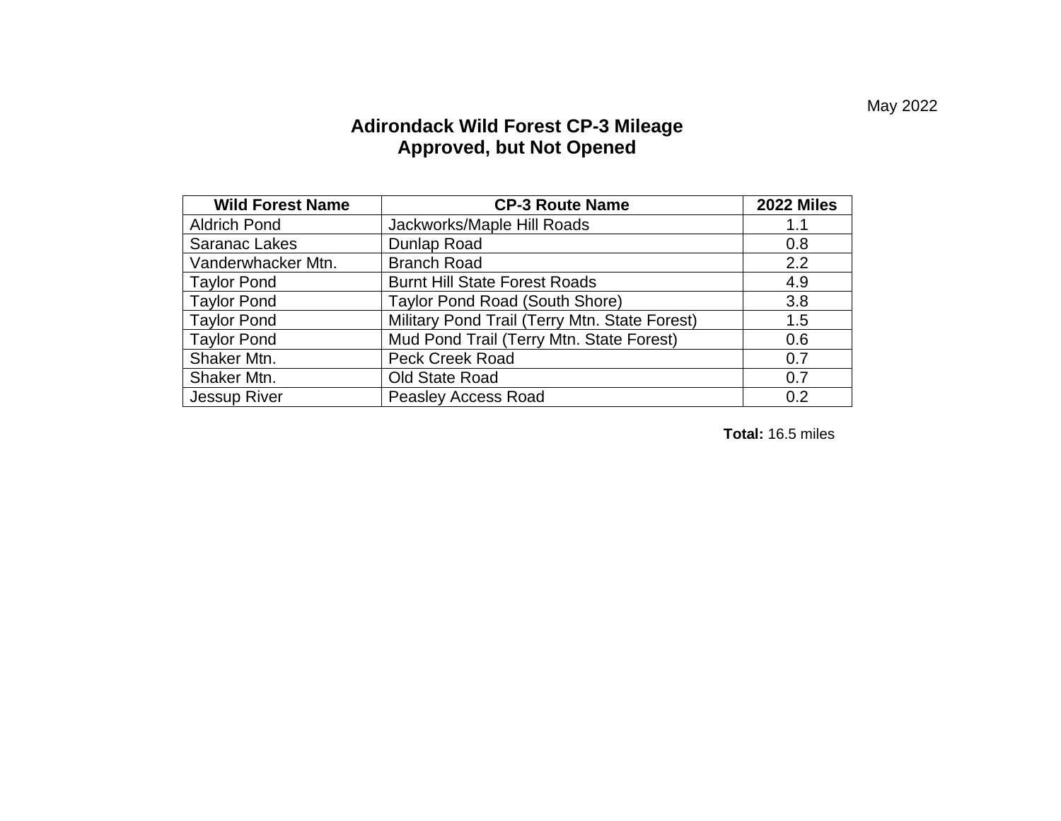May 2022

# Adirondack Wild Forest CP-3 Mileage
## Approved, but Not Opened

| Wild Forest Name | CP-3 Route Name | 2022 Miles |
|---|---|---|
| Aldrich Pond | Jackworks/Maple Hill Roads | 1.1 |
| Saranac Lakes | Dunlap Road | 0.8 |
| Vanderwhacker Mtn. | Branch Road | 2.2 |
| Taylor Pond | Burnt Hill State Forest Roads | 4.9 |
| Taylor Pond | Taylor Pond Road (South Shore) | 3.8 |
| Taylor Pond | Military Pond Trail (Terry Mtn. State Forest) | 1.5 |
| Taylor Pond | Mud Pond Trail (Terry Mtn. State Forest) | 0.6 |
| Shaker Mtn. | Peck Creek Road | 0.7 |
| Shaker Mtn. | Old State Road | 0.7 |
| Jessup River | Peasley Access Road | 0.2 |

**Total:** 16.5 miles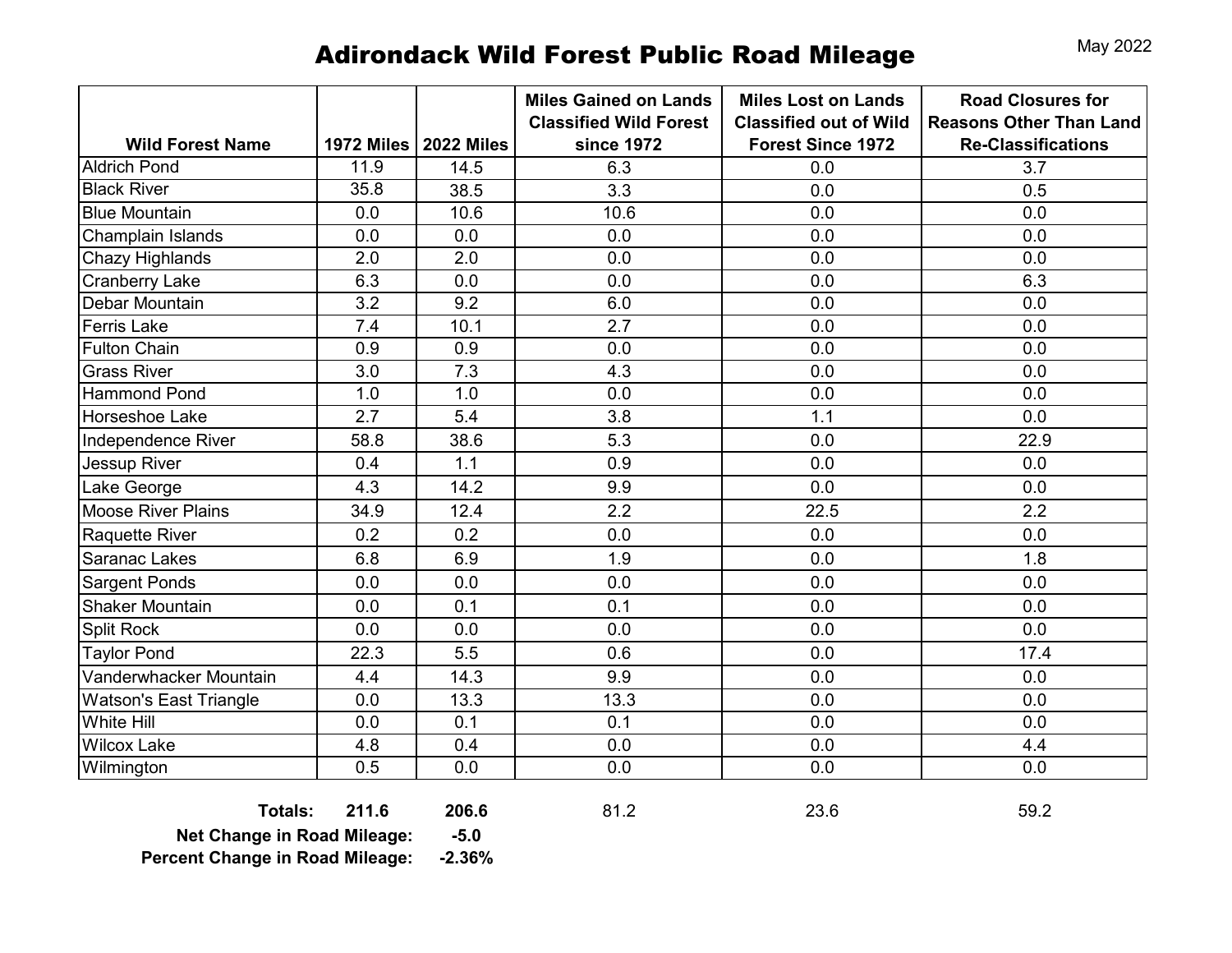May 2022

# Adirondack Wild Forest Public Road Mileage

| Wild Forest Name | 1972 Miles | 2022 Miles | Miles Gained on Lands Classified Wild Forest since 1972 | Miles Lost on Lands Classified out of Wild Forest Since 1972 | Road Closures for Reasons Other Than Land Re-Classifications |
|---|---|---|---|---|---|
| Aldrich Pond | 11.9 | 14.5 | 6.3 | 0.0 | 3.7 |
| Black River | 35.8 | 38.5 | 3.3 | 0.0 | 0.5 |
| Blue Mountain | 0.0 | 10.6 | 10.6 | 0.0 | 0.0 |
| Champlain Islands | 0.0 | 0.0 | 0.0 | 0.0 | 0.0 |
| Chazy Highlands | 2.0 | 2.0 | 0.0 | 0.0 | 0.0 |
| Cranberry Lake | 6.3 | 0.0 | 0.0 | 0.0 | 6.3 |
| Debar Mountain | 3.2 | 9.2 | 6.0 | 0.0 | 0.0 |
| Ferris Lake | 7.4 | 10.1 | 2.7 | 0.0 | 0.0 |
| Fulton Chain | 0.9 | 0.9 | 0.0 | 0.0 | 0.0 |
| Grass River | 3.0 | 7.3 | 4.3 | 0.0 | 0.0 |
| Hammond Pond | 1.0 | 1.0 | 0.0 | 0.0 | 0.0 |
| Horseshoe Lake | 2.7 | 5.4 | 3.8 | 1.1 | 0.0 |
| Independence River | 58.8 | 38.6 | 5.3 | 0.0 | 22.9 |
| Jessup River | 0.4 | 1.1 | 0.9 | 0.0 | 0.0 |
| Lake George | 4.3 | 14.2 | 9.9 | 0.0 | 0.0 |
| Moose River Plains | 34.9 | 12.4 | 2.2 | 22.5 | 2.2 |
| Raquette River | 0.2 | 0.2 | 0.0 | 0.0 | 0.0 |
| Saranac Lakes | 6.8 | 6.9 | 1.9 | 0.0 | 1.8 |
| Sargent Ponds | 0.0 | 0.0 | 0.0 | 0.0 | 0.0 |
| Shaker Mountain | 0.0 | 0.1 | 0.1 | 0.0 | 0.0 |
| Split Rock | 0.0 | 0.0 | 0.0 | 0.0 | 0.0 |
| Taylor Pond | 22.3 | 5.5 | 0.6 | 0.0 | 17.4 |
| Vanderwhacker Mountain | 4.4 | 14.3 | 9.9 | 0.0 | 0.0 |
| Watson's East Triangle | 0.0 | 13.3 | 13.3 | 0.0 | 0.0 |
| White Hill | 0.0 | 0.1 | 0.1 | 0.0 | 0.0 |
| Wilcox Lake | 4.8 | 0.4 | 0.0 | 0.0 | 4.4 |
| Wilmington | 0.5 | 0.0 | 0.0 | 0.0 | 0.0 |
| **Totals:** | **211.6** | **206.6** | 81.2 | 23.6 | 59.2 |

**Net Change in Road Mileage:** **-5.0**

**Percent Change in Road Mileage:** **-2.36%**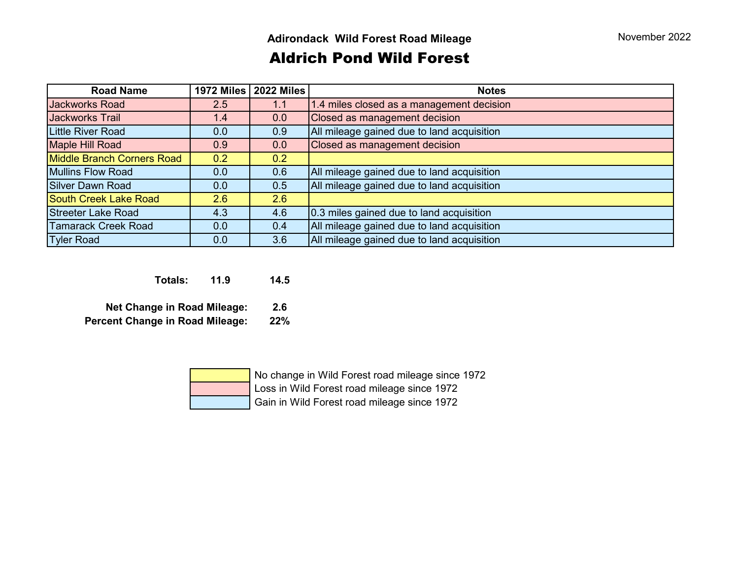November 2022

## Adirondack Wild Forest Road Mileage

# Aldrich Pond Wild Forest

| Road Name | 1972 Miles | 2022 Miles | Notes |
|---|---|---|---|
| Jackworks Road | 2.5 | 1.1 | 1.4 miles closed as a management decision |
| Jackworks Trail | 1.4 | 0.0 | Closed as management decision |
| Little River Road | 0.0 | 0.9 | All mileage gained due to land acquisition |
| Maple Hill Road | 0.9 | 0.0 | Closed as management decision |
| Middle Branch Corners Road | 0.2 | 0.2 | |
| Mullins Flow Road | 0.0 | 0.6 | All mileage gained due to land acquisition |
| Silver Dawn Road | 0.0 | 0.5 | All mileage gained due to land acquisition |
| South Creek Lake Road | 2.6 | 2.6 | |
| Streeter Lake Road | 4.3 | 4.6 | 0.3 miles gained due to land acquisition |
| Tamarack Creek Road | 0.0 | 0.4 | All mileage gained due to land acquisition |
| Tyler Road | 0.0 | 3.6 | All mileage gained due to land acquisition |

**Totals:** **11.9** **14.5**

**Net Change in Road Mileage:** **2.6**

**Percent Change in Road Mileage:** **22%**

| Legend | |
|---|---|
| Yellow | No change in Wild Forest road mileage since 1972 |
| Red | Loss in Wild Forest road mileage since 1972 |
| Blue | Gain in Wild Forest road mileage since 1972 |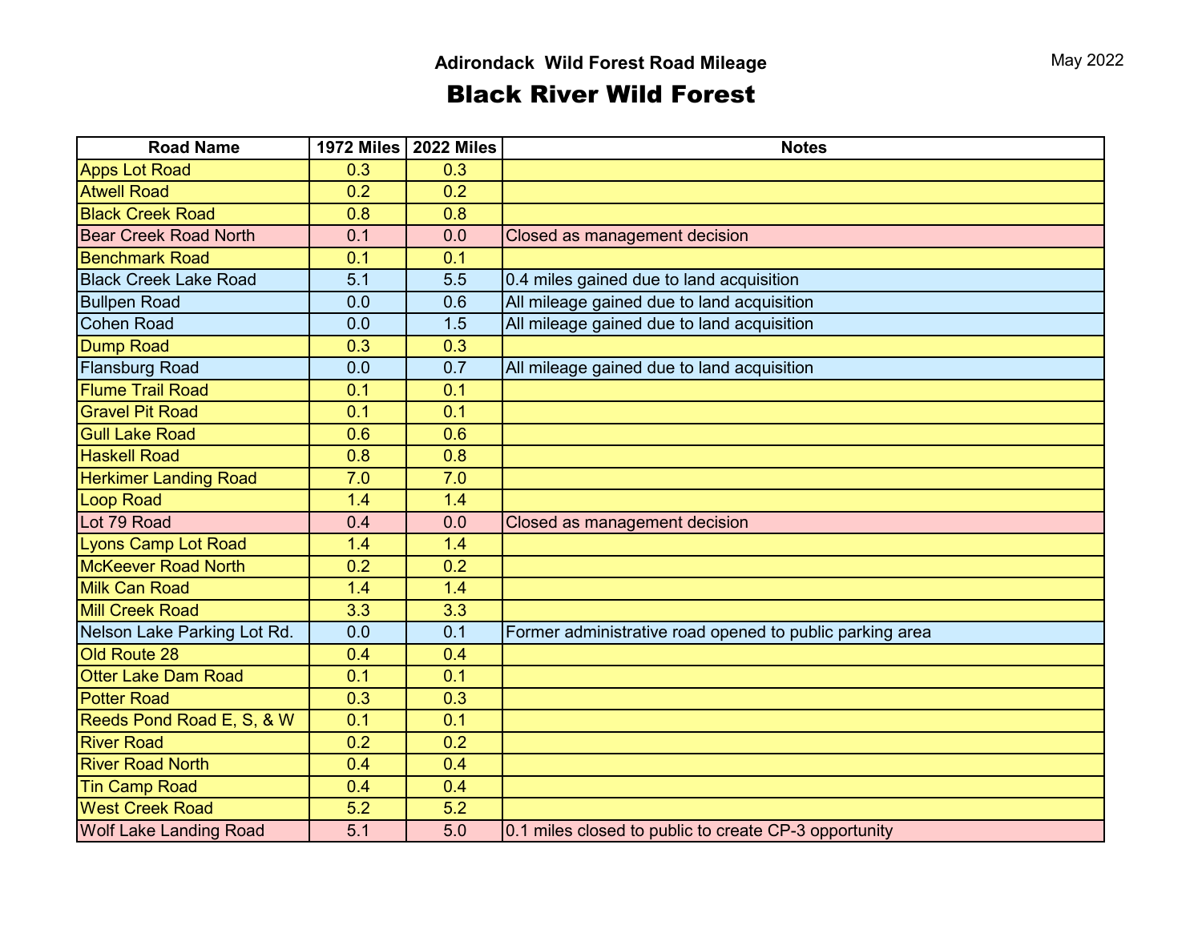May 2022

## Adirondack Wild Forest Road Mileage

# Black River Wild Forest

| Road Name | 1972 Miles | 2022 Miles | Notes |
|---|---|---|---|
| Apps Lot Road | 0.3 | 0.3 | |
| Atwell Road | 0.2 | 0.2 | |
| Black Creek Road | 0.8 | 0.8 | |
| Bear Creek Road North | 0.1 | 0.0 | Closed as management decision |
| Benchmark Road | 0.1 | 0.1 | |
| Black Creek Lake Road | 5.1 | 5.5 | 0.4 miles gained due to land acquisition |
| Bullpen Road | 0.0 | 0.6 | All mileage gained due to land acquisition |
| Cohen Road | 0.0 | 1.5 | All mileage gained due to land acquisition |
| Dump Road | 0.3 | 0.3 | |
| Flansburg Road | 0.0 | 0.7 | All mileage gained due to land acquisition |
| Flume Trail Road | 0.1 | 0.1 | |
| Gravel Pit Road | 0.1 | 0.1 | |
| Gull Lake Road | 0.6 | 0.6 | |
| Haskell Road | 0.8 | 0.8 | |
| Herkimer Landing Road | 7.0 | 7.0 | |
| Loop Road | 1.4 | 1.4 | |
| Lot 79 Road | 0.4 | 0.0 | Closed as management decision |
| Lyons Camp Lot Road | 1.4 | 1.4 | |
| McKeever Road North | 0.2 | 0.2 | |
| Milk Can Road | 1.4 | 1.4 | |
| Mill Creek Road | 3.3 | 3.3 | |
| Nelson Lake Parking Lot Rd. | 0.0 | 0.1 | Former administrative road opened to public parking area |
| Old Route 28 | 0.4 | 0.4 | |
| Otter Lake Dam Road | 0.1 | 0.1 | |
| Potter Road | 0.3 | 0.3 | |
| Reeds Pond Road E, S, & W | 0.1 | 0.1 | |
| River Road | 0.2 | 0.2 | |
| River Road North | 0.4 | 0.4 | |
| Tin Camp Road | 0.4 | 0.4 | |
| West Creek Road | 5.2 | 5.2 | |
| Wolf Lake Landing Road | 5.1 | 5.0 | 0.1 miles closed to public to create CP-3 opportunity |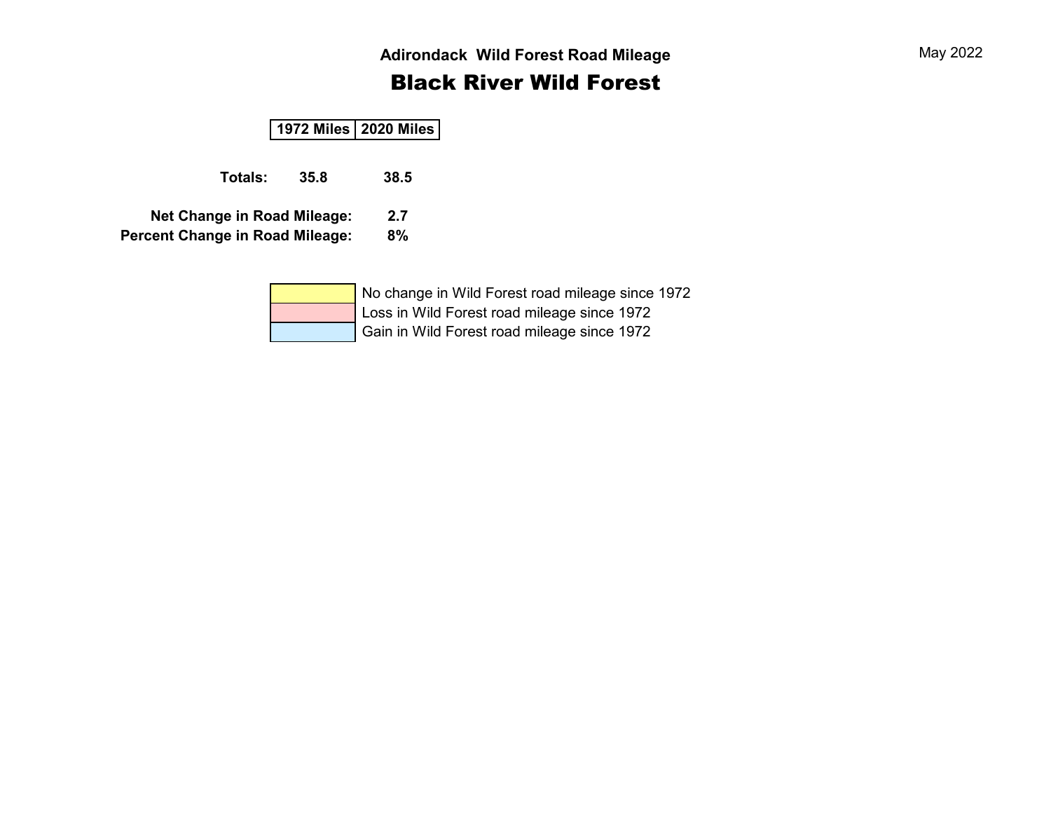May 2022

### Adirondack Wild Forest Road Mileage

## Black River Wild Forest

| | 1972 Miles | 2020 Miles |
|---|---|---|
| **Totals:** | **35.8** | **38.5** |

**Net Change in Road Mileage:** **2.7**

**Percent Change in Road Mileage:** **8%**

| Color | Meaning |
|---|---|
| Yellow | No change in Wild Forest road mileage since 1972 |
| Pink | Loss in Wild Forest road mileage since 1972 |
| Blue | Gain in Wild Forest road mileage since 1972 |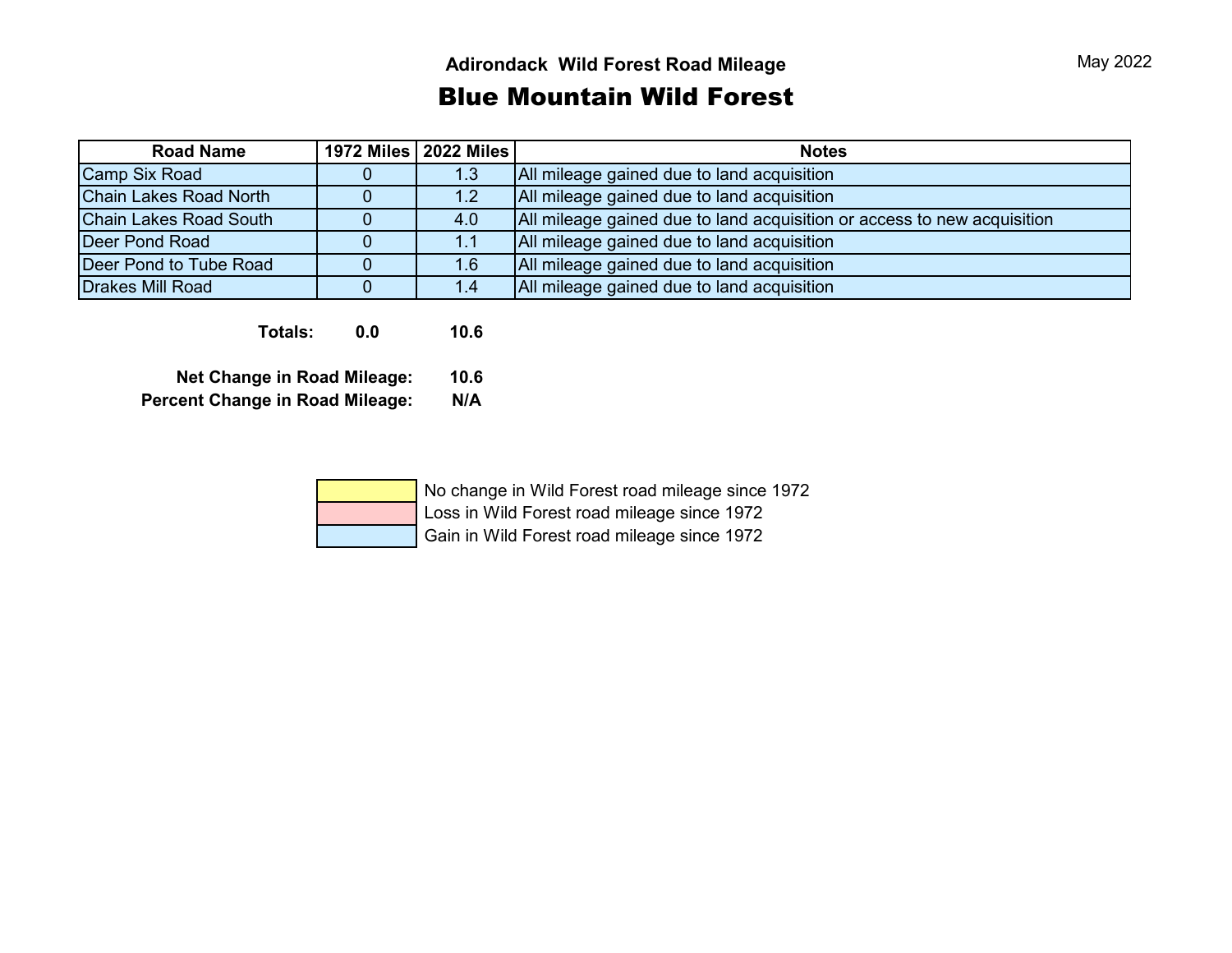May 2022

### Adirondack Wild Forest Road Mileage

# Blue Mountain Wild Forest

| Road Name | 1972 Miles | 2022 Miles | Notes |
|---|---|---|---|
| Camp Six Road | 0 | 1.3 | All mileage gained due to land acquisition |
| Chain Lakes Road North | 0 | 1.2 | All mileage gained due to land acquisition |
| Chain Lakes Road South | 0 | 4.0 | All mileage gained due to land acquisition or access to new acquisition |
| Deer Pond Road | 0 | 1.1 | All mileage gained due to land acquisition |
| Deer Pond to Tube Road | 0 | 1.6 | All mileage gained due to land acquisition |
| Drakes Mill Road | 0 | 1.4 | All mileage gained due to land acquisition |
| **Totals:** | **0.0** | **10.6** | |

**Net Change in Road Mileage:** **10.6**

**Percent Change in Road Mileage:** **N/A**

| Legend | |
|---|---|
| Yellow | No change in Wild Forest road mileage since 1972 |
| Red | Loss in Wild Forest road mileage since 1972 |
| Blue | Gain in Wild Forest road mileage since 1972 |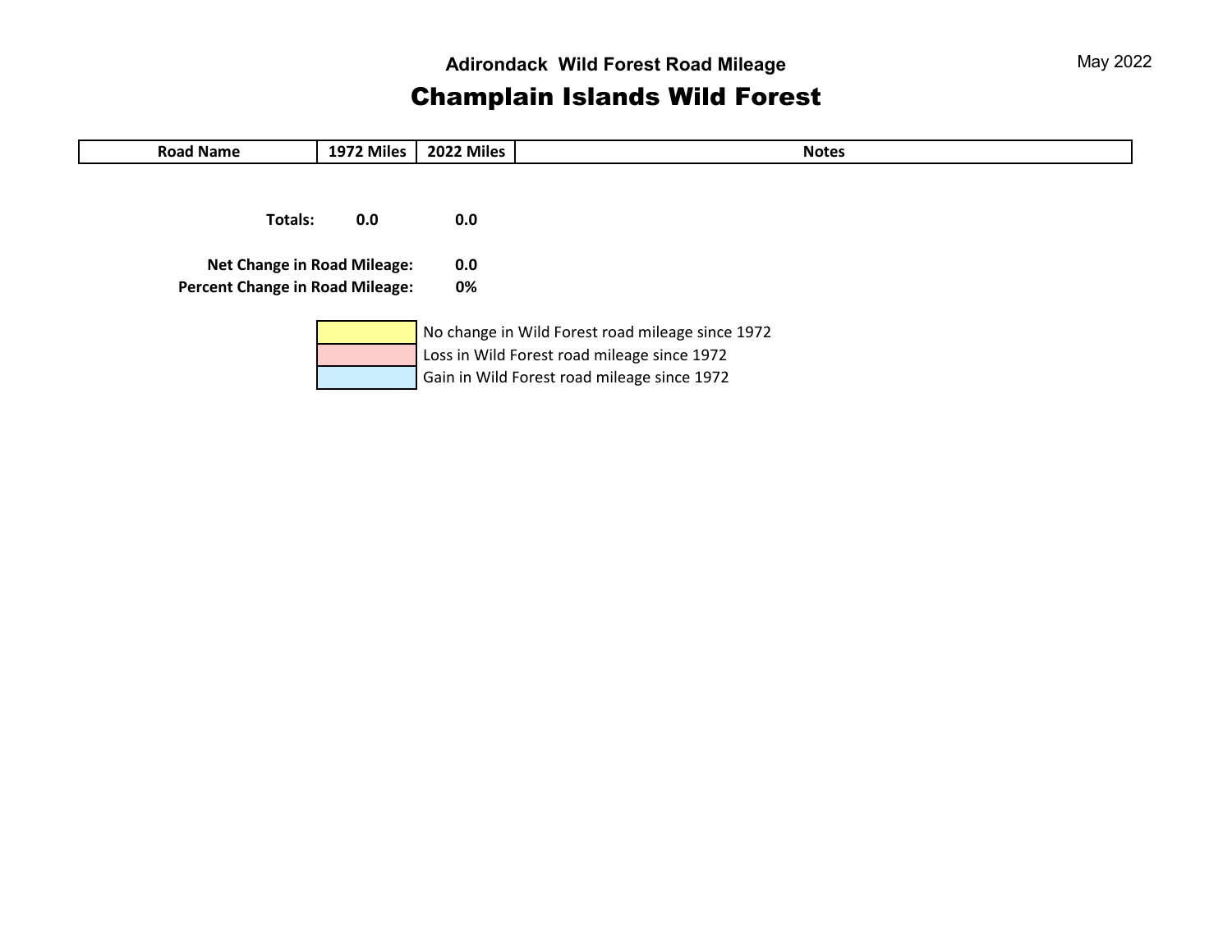May 2022

## Adirondack Wild Forest Road Mileage

# Champlain Islands Wild Forest

| Road Name | 1972 Miles | 2022 Miles | Notes |
|---|---|---|---|
| **Totals:** | **0.0** | **0.0** | |

**Net Change in Road Mileage:** **0.0**

**Percent Change in Road Mileage:** **0%**

| Legend | |
|---|---|
| (yellow) | No change in Wild Forest road mileage since 1972 |
| (pink) | Loss in Wild Forest road mileage since 1972 |
| (blue) | Gain in Wild Forest road mileage since 1972 |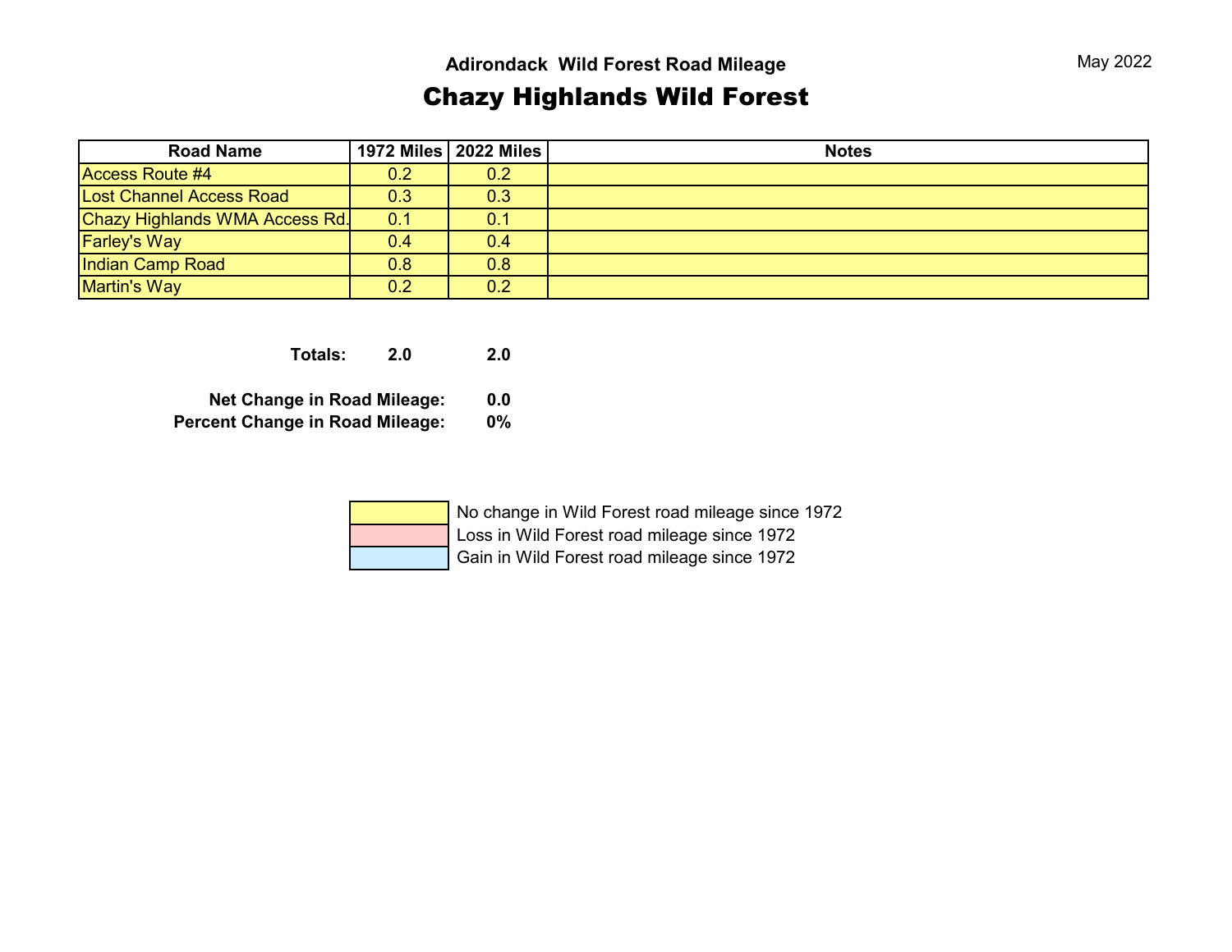May 2022

### Adirondack Wild Forest Road Mileage

# Chazy Highlands Wild Forest

| Road Name | 1972 Miles | 2022 Miles | Notes |
|---|---|---|---|
| Access Route #4 | 0.2 | 0.2 | |
| Lost Channel Access Road | 0.3 | 0.3 | |
| Chazy Highlands WMA Access Rd. | 0.1 | 0.1 | |
| Farley's Way | 0.4 | 0.4 | |
| Indian Camp Road | 0.8 | 0.8 | |
| Martin's Way | 0.2 | 0.2 | |

**Totals:** **2.0** **2.0**

**Net Change in Road Mileage:** **0.0**

**Percent Change in Road Mileage:** **0%**

| Legend | |
|---|---|
| (Yellow) | No change in Wild Forest road mileage since 1972 |
| (Red) | Loss in Wild Forest road mileage since 1972 |
| (Blue) | Gain in Wild Forest road mileage since 1972 |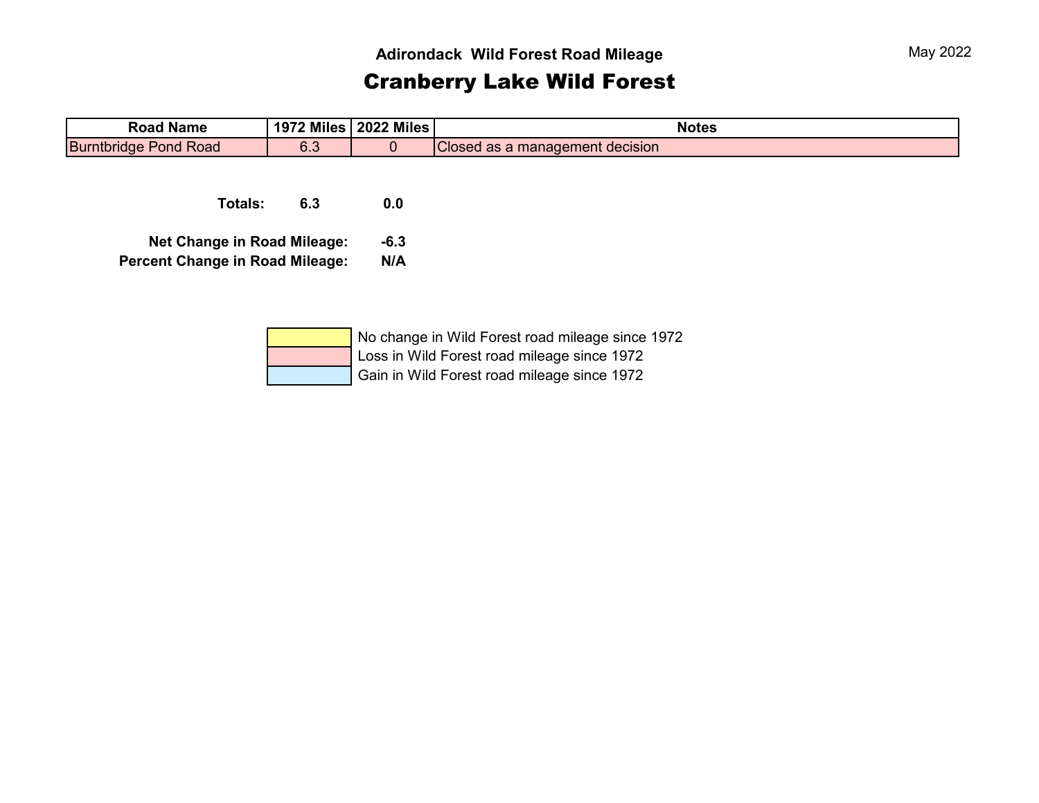May 2022

## Adirondack Wild Forest Road Mileage

# Cranberry Lake Wild Forest

| Road Name | 1972 Miles | 2022 Miles | Notes |
|---|---|---|---|
| Burntbridge Pond Road | 6.3 | 0 | Closed as a management decision |

**Totals:** **6.3** **0.0**

**Net Change in Road Mileage:** **-6.3**
**Percent Change in Road Mileage:** **N/A**

| Legend | |
|---|---|
| (yellow) | No change in Wild Forest road mileage since 1972 |
| (pink) | Loss in Wild Forest road mileage since 1972 |
| (blue) | Gain in Wild Forest road mileage since 1972 |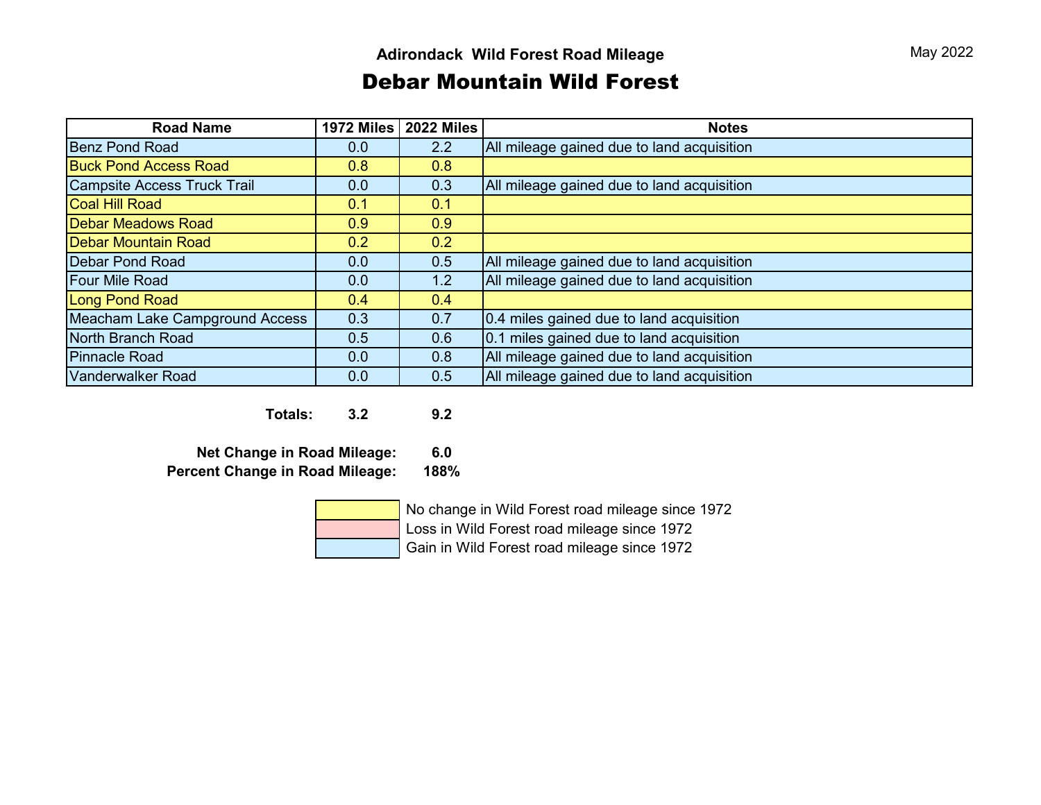May 2022

### Adirondack Wild Forest Road Mileage

## Debar Mountain Wild Forest

| Road Name | 1972 Miles | 2022 Miles | Notes |
|---|---|---|---|
| Benz Pond Road | 0.0 | 2.2 | All mileage gained due to land acquisition |
| Buck Pond Access Road | 0.8 | 0.8 | |
| Campsite Access Truck Trail | 0.0 | 0.3 | All mileage gained due to land acquisition |
| Coal Hill Road | 0.1 | 0.1 | |
| Debar Meadows Road | 0.9 | 0.9 | |
| Debar Mountain Road | 0.2 | 0.2 | |
| Debar Pond Road | 0.0 | 0.5 | All mileage gained due to land acquisition |
| Four Mile Road | 0.0 | 1.2 | All mileage gained due to land acquisition |
| Long Pond Road | 0.4 | 0.4 | |
| Meacham Lake Campground Access | 0.3 | 0.7 | 0.4 miles gained due to land acquisition |
| North Branch Road | 0.5 | 0.6 | 0.1 miles gained due to land acquisition |
| Pinnacle Road | 0.0 | 0.8 | All mileage gained due to land acquisition |
| Vanderwalker Road | 0.0 | 0.5 | All mileage gained due to land acquisition |

**Totals:** **3.2** **9.2**

**Net Change in Road Mileage:** **6.0**

**Percent Change in Road Mileage:** **188%**

| Legend | |
|---|---|
| (Yellow) | No change in Wild Forest road mileage since 1972 |
| (Pink) | Loss in Wild Forest road mileage since 1972 |
| (Blue) | Gain in Wild Forest road mileage since 1972 |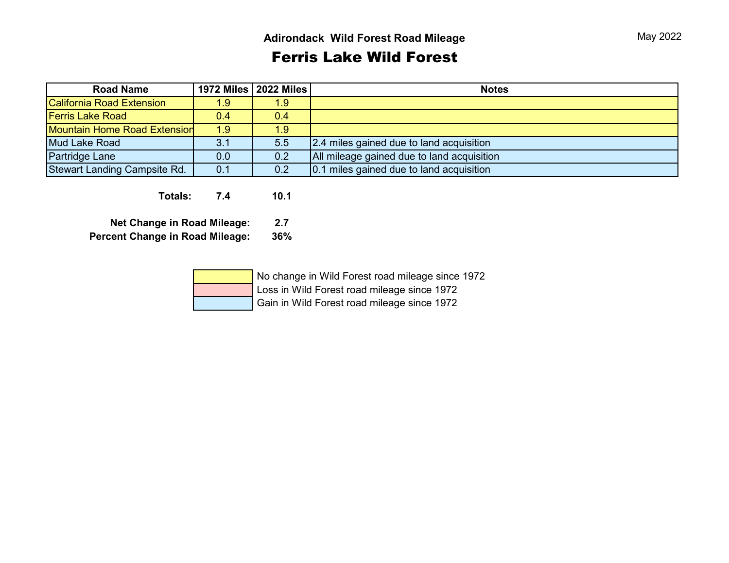May 2022

### Adirondack Wild Forest Road Mileage

# Ferris Lake Wild Forest

| Road Name | 1972 Miles | 2022 Miles | Notes |
|---|---|---|---|
| California Road Extension | 1.9 | 1.9 | |
| Ferris Lake Road | 0.4 | 0.4 | |
| Mountain Home Road Extension | 1.9 | 1.9 | |
| Mud Lake Road | 3.1 | 5.5 | 2.4 miles gained due to land acquisition |
| Partridge Lane | 0.0 | 0.2 | All mileage gained due to land acquisition |
| Stewart Landing Campsite Rd. | 0.1 | 0.2 | 0.1 miles gained due to land acquisition |

**Totals:** **7.4** **10.1**

**Net Change in Road Mileage:** **2.7**

**Percent Change in Road Mileage:** **36%**

| Legend | |
|---|---|
| (yellow) | No change in Wild Forest road mileage since 1972 |
| (pink) | Loss in Wild Forest road mileage since 1972 |
| (blue) | Gain in Wild Forest road mileage since 1972 |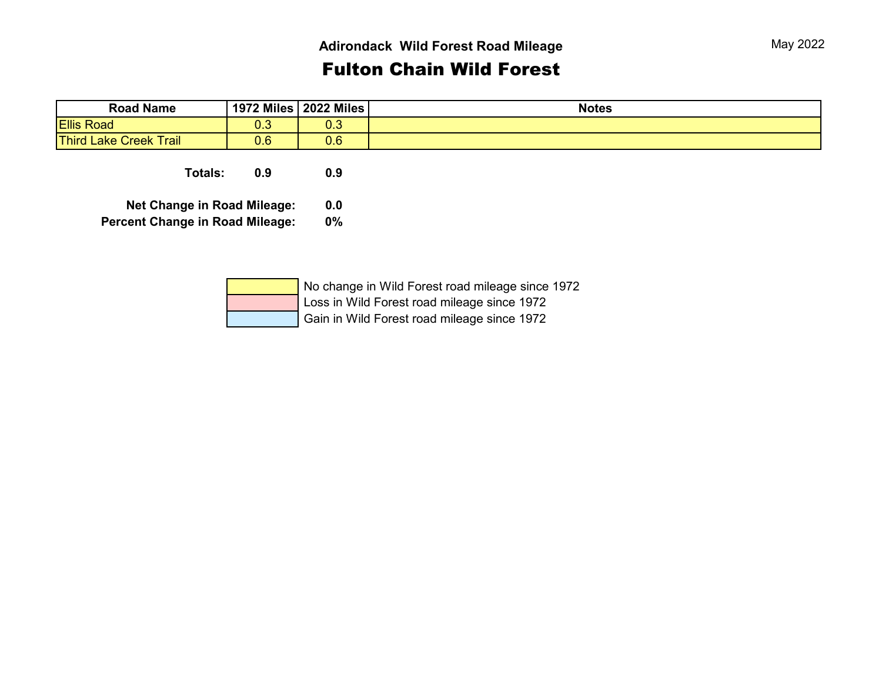May 2022

## Adirondack Wild Forest Road Mileage

# Fulton Chain Wild Forest

| Road Name | 1972 Miles | 2022 Miles | Notes |
| --- | --- | --- | --- |
| Ellis Road | 0.3 | 0.3 | |
| Third Lake Creek Trail | 0.6 | 0.6 | |

**Totals:** **0.9** **0.9**

**Net Change in Road Mileage:** **0.0**

**Percent Change in Road Mileage:** **0%**

| Color | Meaning |
| --- | --- |
| Yellow | No change in Wild Forest road mileage since 1972 |
| Pink | Loss in Wild Forest road mileage since 1972 |
| Blue | Gain in Wild Forest road mileage since 1972 |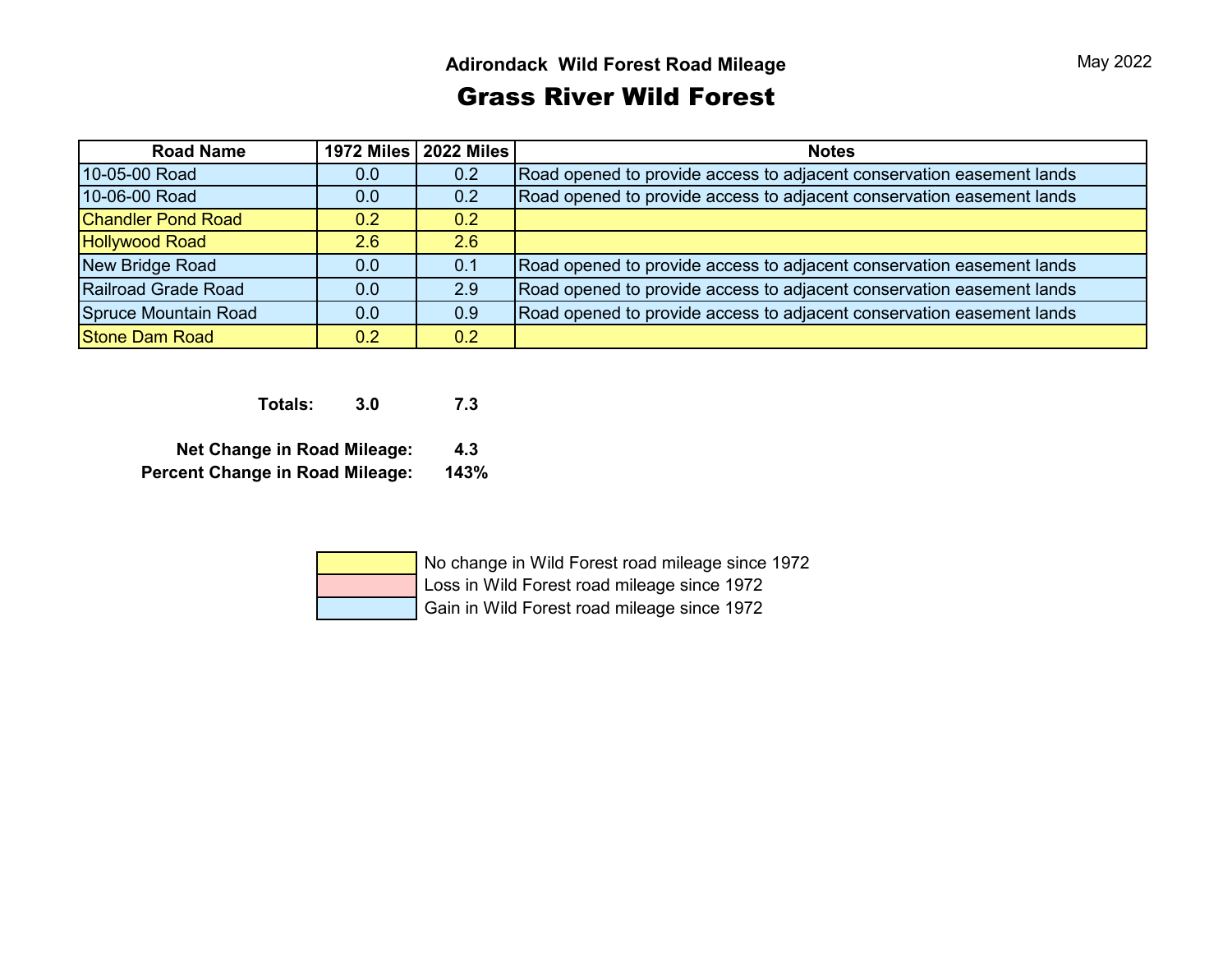May 2022

## Adirondack Wild Forest Road Mileage

# Grass River Wild Forest

| Road Name | 1972 Miles | 2022 Miles | Notes |
|---|---|---|---|
| 10-05-00 Road | 0.0 | 0.2 | Road opened to provide access to adjacent conservation easement lands |
| 10-06-00 Road | 0.0 | 0.2 | Road opened to provide access to adjacent conservation easement lands |
| Chandler Pond Road | 0.2 | 0.2 | |
| Hollywood Road | 2.6 | 2.6 | |
| New Bridge Road | 0.0 | 0.1 | Road opened to provide access to adjacent conservation easement lands |
| Railroad Grade Road | 0.0 | 2.9 | Road opened to provide access to adjacent conservation easement lands |
| Spruce Mountain Road | 0.0 | 0.9 | Road opened to provide access to adjacent conservation easement lands |
| Stone Dam Road | 0.2 | 0.2 | |

**Totals:** **3.0** **7.3**

**Net Change in Road Mileage:** **4.3**

**Percent Change in Road Mileage:** **143%**

| Legend | |
|---|---|
| Yellow | No change in Wild Forest road mileage since 1972 |
| Pink | Loss in Wild Forest road mileage since 1972 |
| Blue | Gain in Wild Forest road mileage since 1972 |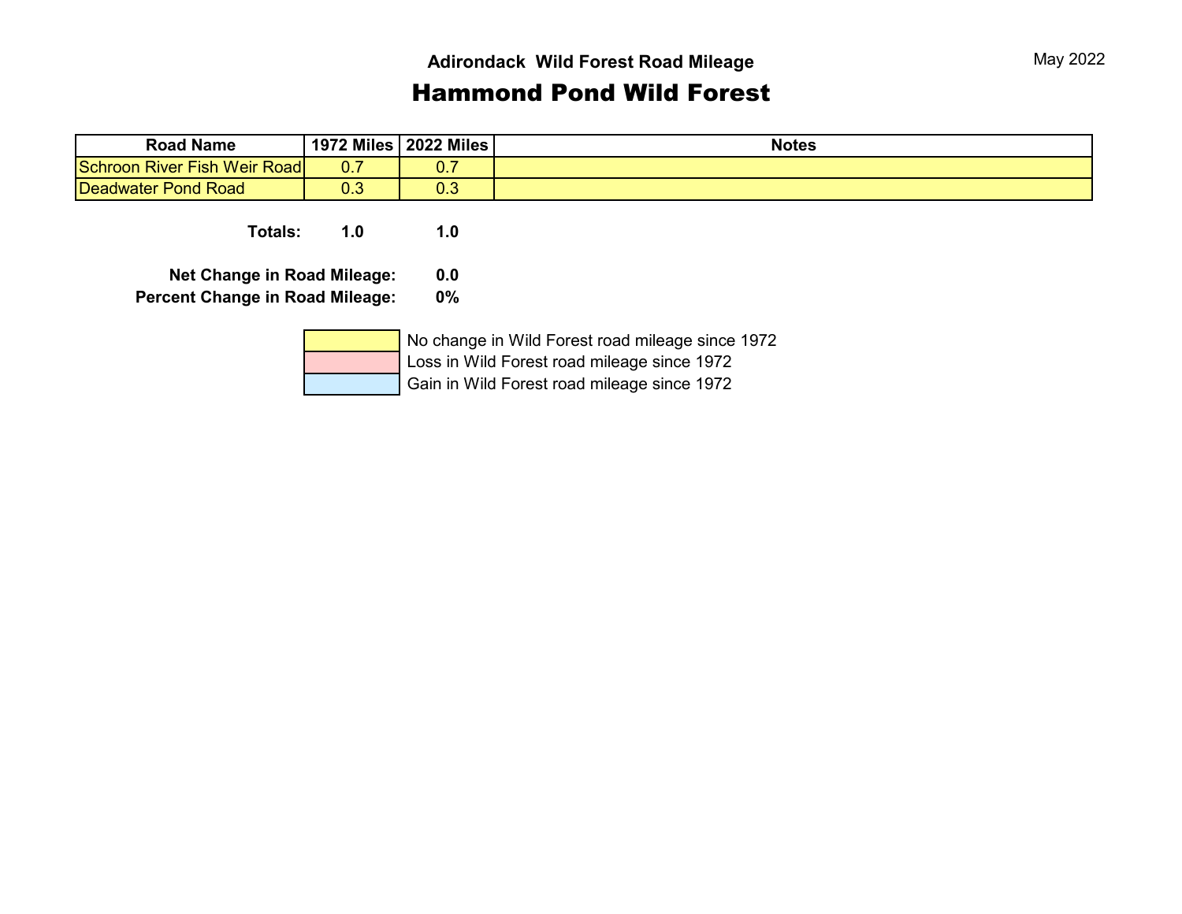May 2022

### Adirondack Wild Forest Road Mileage

# Hammond Pond Wild Forest

| Road Name | 1972 Miles | 2022 Miles | Notes |
|---|---|---|---|
| Schroon River Fish Weir Road | 0.7 | 0.7 | |
| Deadwater Pond Road | 0.3 | 0.3 | |

**Totals:** **1.0** **1.0**

**Net Change in Road Mileage:** **0.0**

**Percent Change in Road Mileage:** **0%**

| Color | Legend |
|---|---|
| Yellow | No change in Wild Forest road mileage since 1972 |
| Red | Loss in Wild Forest road mileage since 1972 |
| Blue | Gain in Wild Forest road mileage since 1972 |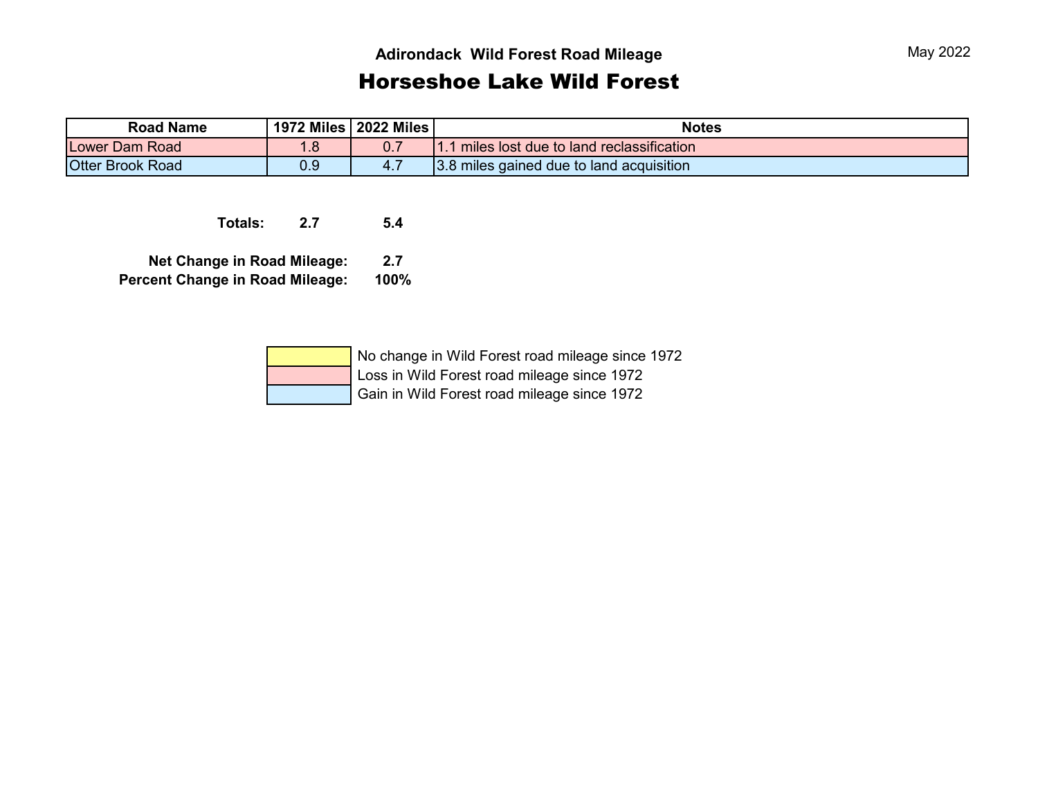May 2022

### Adirondack Wild Forest Road Mileage

# Horseshoe Lake Wild Forest

| Road Name | 1972 Miles | 2022 Miles | Notes |
|---|---|---|---|
| Lower Dam Road | 1.8 | 0.7 | 1.1 miles lost due to land reclassification |
| Otter Brook Road | 0.9 | 4.7 | 3.8 miles gained due to land acquisition |

**Totals:** **2.7** **5.4**

**Net Change in Road Mileage:** **2.7**

**Percent Change in Road Mileage:** **100%**

| Color | Legend |
|---|---|
| Yellow | No change in Wild Forest road mileage since 1972 |
| Pink | Loss in Wild Forest road mileage since 1972 |
| Blue | Gain in Wild Forest road mileage since 1972 |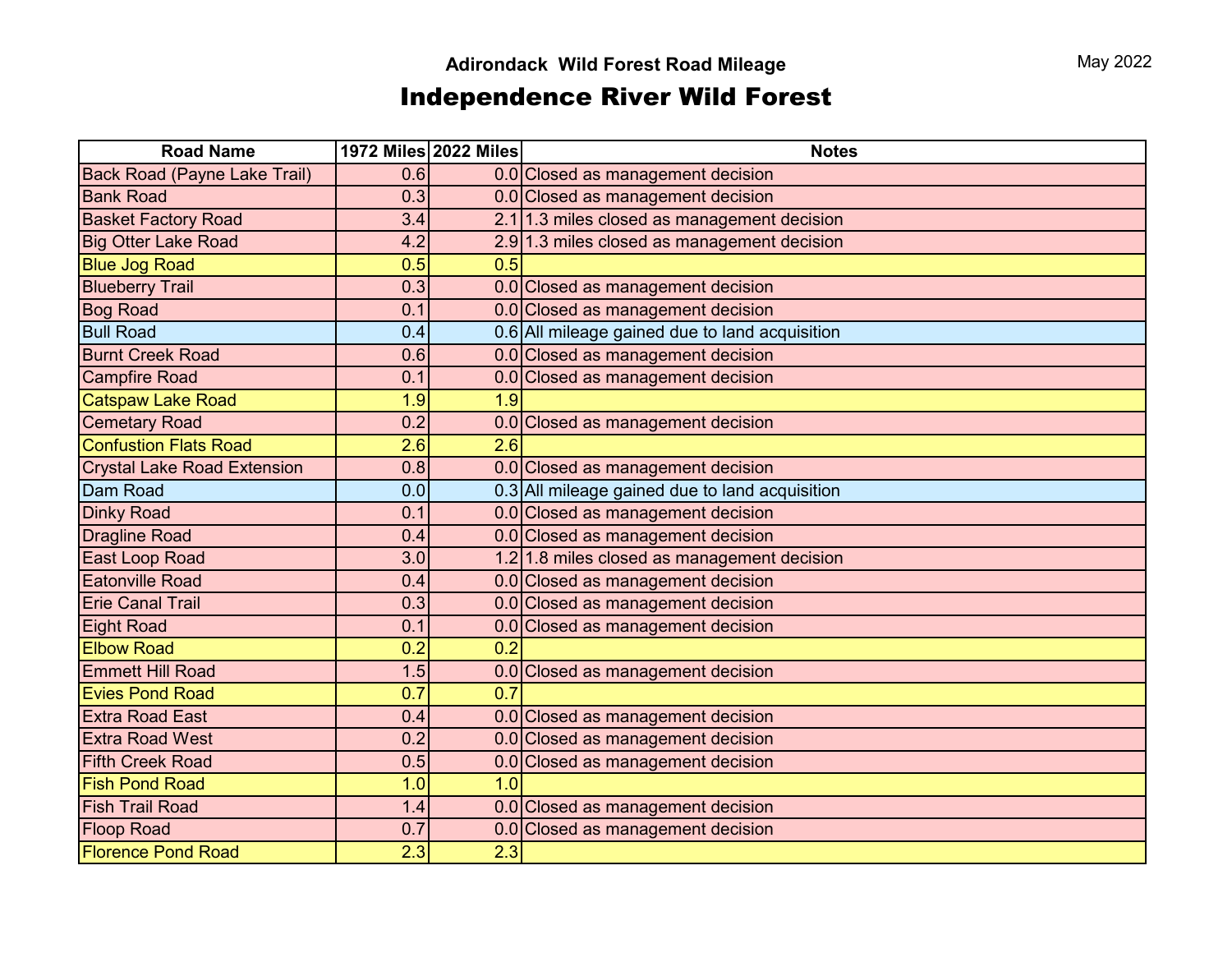Adirondack Wild Forest Road Mileage

May 2022

# Independence River Wild Forest

| Road Name | 1972 Miles | 2022 Miles | Notes |
|---|---|---|---|
| Back Road (Payne Lake Trail) | 0.6 | 0.0 | Closed as management decision |
| Bank Road | 0.3 | 0.0 | Closed as management decision |
| Basket Factory Road | 3.4 | 2.1 | 1.3 miles closed as management decision |
| Big Otter Lake Road | 4.2 | 2.9 | 1.3 miles closed as management decision |
| Blue Jog Road | 0.5 | 0.5 | |
| Blueberry Trail | 0.3 | 0.0 | Closed as management decision |
| Bog Road | 0.1 | 0.0 | Closed as management decision |
| Bull Road | 0.4 | 0.6 | All mileage gained due to land acquisition |
| Burnt Creek Road | 0.6 | 0.0 | Closed as management decision |
| Campfire Road | 0.1 | 0.0 | Closed as management decision |
| Catspaw Lake Road | 1.9 | 1.9 | |
| Cemetary Road | 0.2 | 0.0 | Closed as management decision |
| Confustion Flats Road | 2.6 | 2.6 | |
| Crystal Lake Road Extension | 0.8 | 0.0 | Closed as management decision |
| Dam Road | 0.0 | 0.3 | All mileage gained due to land acquisition |
| Dinky Road | 0.1 | 0.0 | Closed as management decision |
| Dragline Road | 0.4 | 0.0 | Closed as management decision |
| East Loop Road | 3.0 | 1.2 | 1.8 miles closed as management decision |
| Eatonville Road | 0.4 | 0.0 | Closed as management decision |
| Erie Canal Trail | 0.3 | 0.0 | Closed as management decision |
| Eight Road | 0.1 | 0.0 | Closed as management decision |
| Elbow Road | 0.2 | 0.2 | |
| Emmett Hill Road | 1.5 | 0.0 | Closed as management decision |
| Evies Pond Road | 0.7 | 0.7 | |
| Extra Road East | 0.4 | 0.0 | Closed as management decision |
| Extra Road West | 0.2 | 0.0 | Closed as management decision |
| Fifth Creek Road | 0.5 | 0.0 | Closed as management decision |
| Fish Pond Road | 1.0 | 1.0 | |
| Fish Trail Road | 1.4 | 0.0 | Closed as management decision |
| Floop Road | 0.7 | 0.0 | Closed as management decision |
| Florence Pond Road | 2.3 | 2.3 | |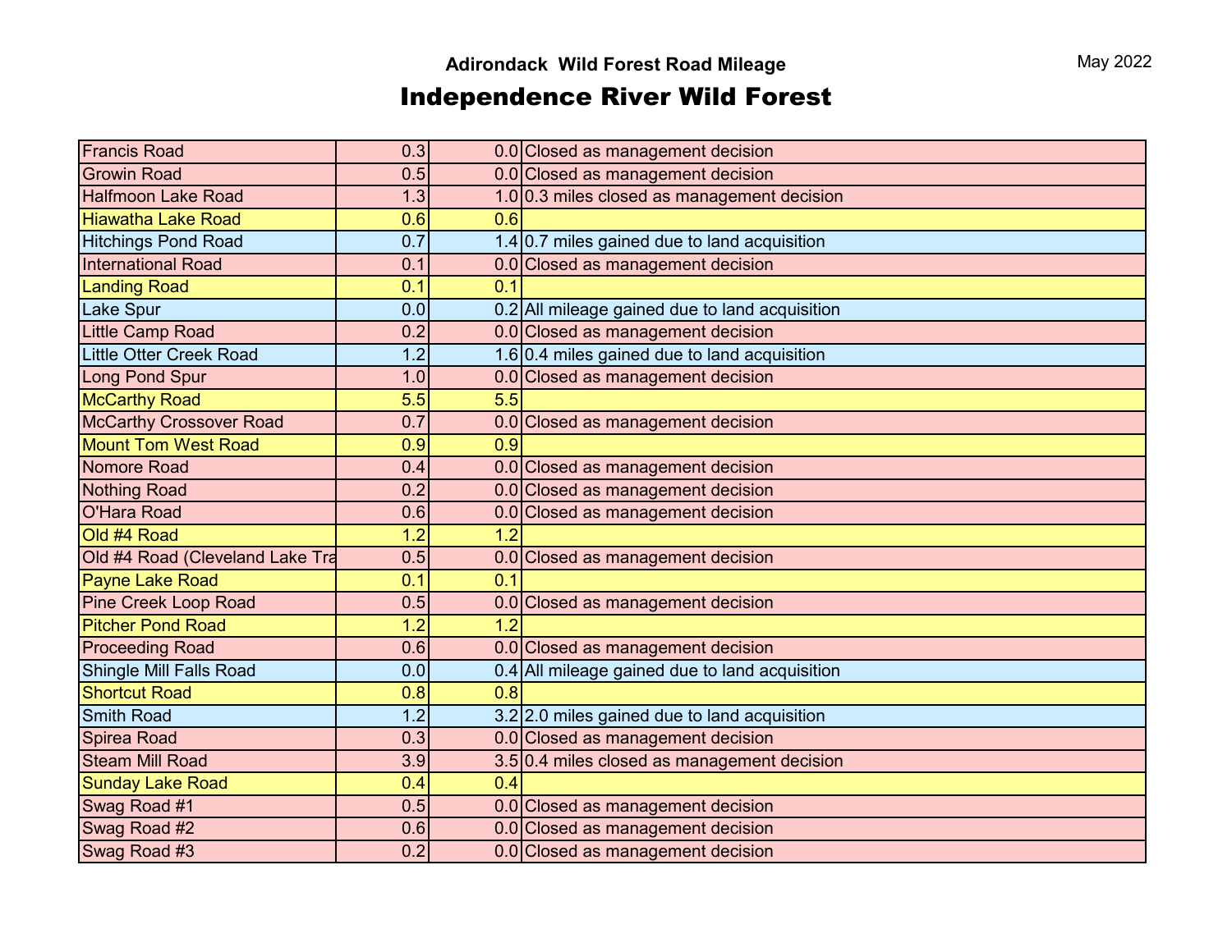May 2022

### Adirondack Wild Forest Road Mileage

# Independence River Wild Forest

| | | | |
|---|---|---|---|
| Francis Road | 0.3 | 0.0 | Closed as management decision |
| Growin Road | 0.5 | 0.0 | Closed as management decision |
| Halfmoon Lake Road | 1.3 | 1.0 | 0.3 miles closed as management decision |
| Hiawatha Lake Road | 0.6 | 0.6 | |
| Hitchings Pond Road | 0.7 | 1.4 | 0.7 miles gained due to land acquisition |
| International Road | 0.1 | 0.0 | Closed as management decision |
| Landing Road | 0.1 | 0.1 | |
| Lake Spur | 0.0 | 0.2 | All mileage gained due to land acquisition |
| Little Camp Road | 0.2 | 0.0 | Closed as management decision |
| Little Otter Creek Road | 1.2 | 1.6 | 0.4 miles gained due to land acquisition |
| Long Pond Spur | 1.0 | 0.0 | Closed as management decision |
| McCarthy Road | 5.5 | 5.5 | |
| McCarthy Crossover Road | 0.7 | 0.0 | Closed as management decision |
| Mount Tom West Road | 0.9 | 0.9 | |
| Nomore Road | 0.4 | 0.0 | Closed as management decision |
| Nothing Road | 0.2 | 0.0 | Closed as management decision |
| O'Hara Road | 0.6 | 0.0 | Closed as management decision |
| Old #4 Road | 1.2 | 1.2 | |
| Old #4 Road (Cleveland Lake Tra | 0.5 | 0.0 | Closed as management decision |
| Payne Lake Road | 0.1 | 0.1 | |
| Pine Creek Loop Road | 0.5 | 0.0 | Closed as management decision |
| Pitcher Pond Road | 1.2 | 1.2 | |
| Proceeding Road | 0.6 | 0.0 | Closed as management decision |
| Shingle Mill Falls Road | 0.0 | 0.4 | All mileage gained due to land acquisition |
| Shortcut Road | 0.8 | 0.8 | |
| Smith Road | 1.2 | 3.2 | 2.0 miles gained due to land acquisition |
| Spirea Road | 0.3 | 0.0 | Closed as management decision |
| Steam Mill Road | 3.9 | 3.5 | 0.4 miles closed as management decision |
| Sunday Lake Road | 0.4 | 0.4 | |
| Swag Road #1 | 0.5 | 0.0 | Closed as management decision |
| Swag Road #2 | 0.6 | 0.0 | Closed as management decision |
| Swag Road #3 | 0.2 | 0.0 | Closed as management decision |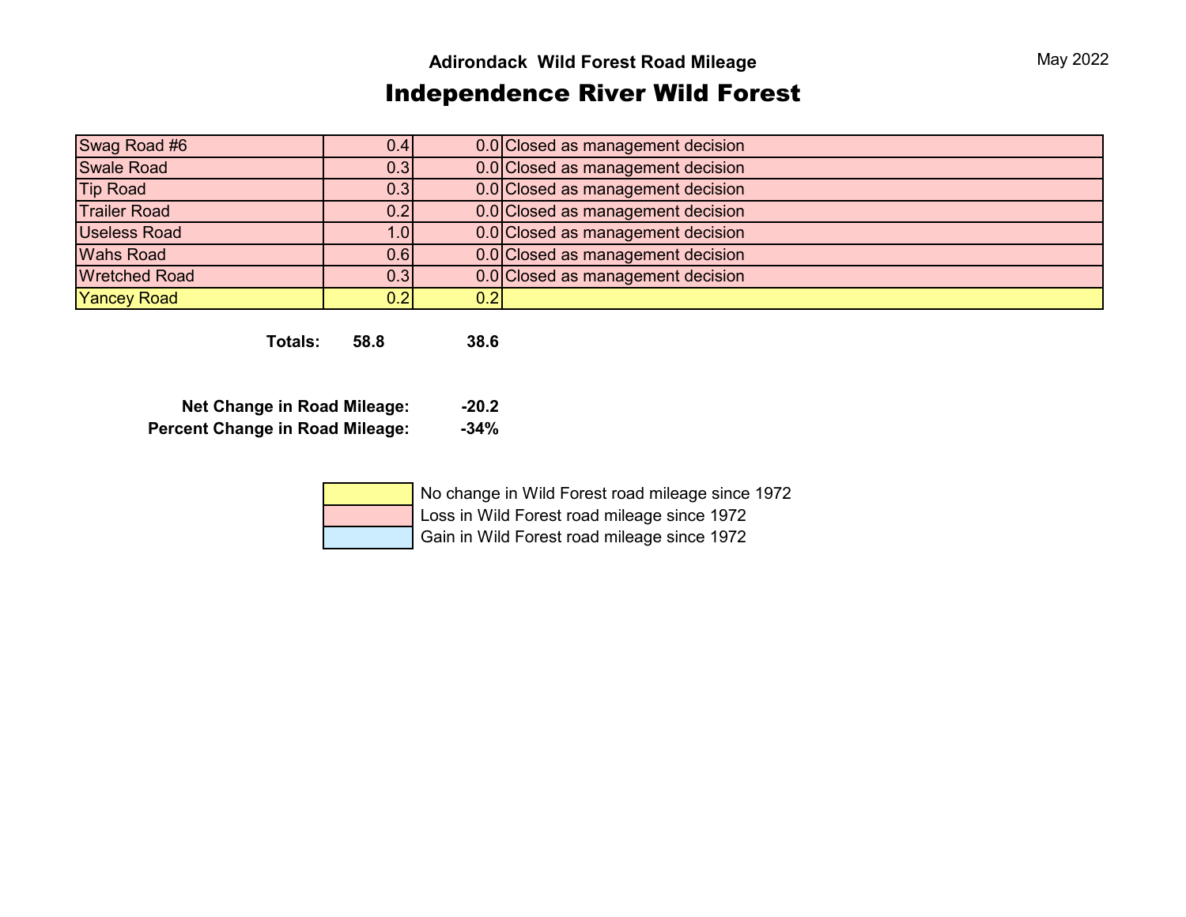"May 2022" appears at top right of page — date header; include? It's document content likely. Keep it.

May 2022

### Adirondack Wild Forest Road Mileage

# Independence River Wild Forest

| | | | |
|---|---|---|---|
| Swag Road #6 | 0.4 | 0.0 | Closed as management decision |
| Swale Road | 0.3 | 0.0 | Closed as management decision |
| Tip Road | 0.3 | 0.0 | Closed as management decision |
| Trailer Road | 0.2 | 0.0 | Closed as management decision |
| Useless Road | 1.0 | 0.0 | Closed as management decision |
| Wahs Road | 0.6 | 0.0 | Closed as management decision |
| Wretched Road | 0.3 | 0.0 | Closed as management decision |
| Yancey Road | 0.2 | 0.2 | |

**Totals:** **58.8** **38.6**

**Net Change in Road Mileage:** **-20.2**

**Percent Change in Road Mileage:** **-34%**

| Legend | |
|---|---|
| Yellow | No change in Wild Forest road mileage since 1972 |
| Pink | Loss in Wild Forest road mileage since 1972 |
| Blue | Gain in Wild Forest road mileage since 1972 |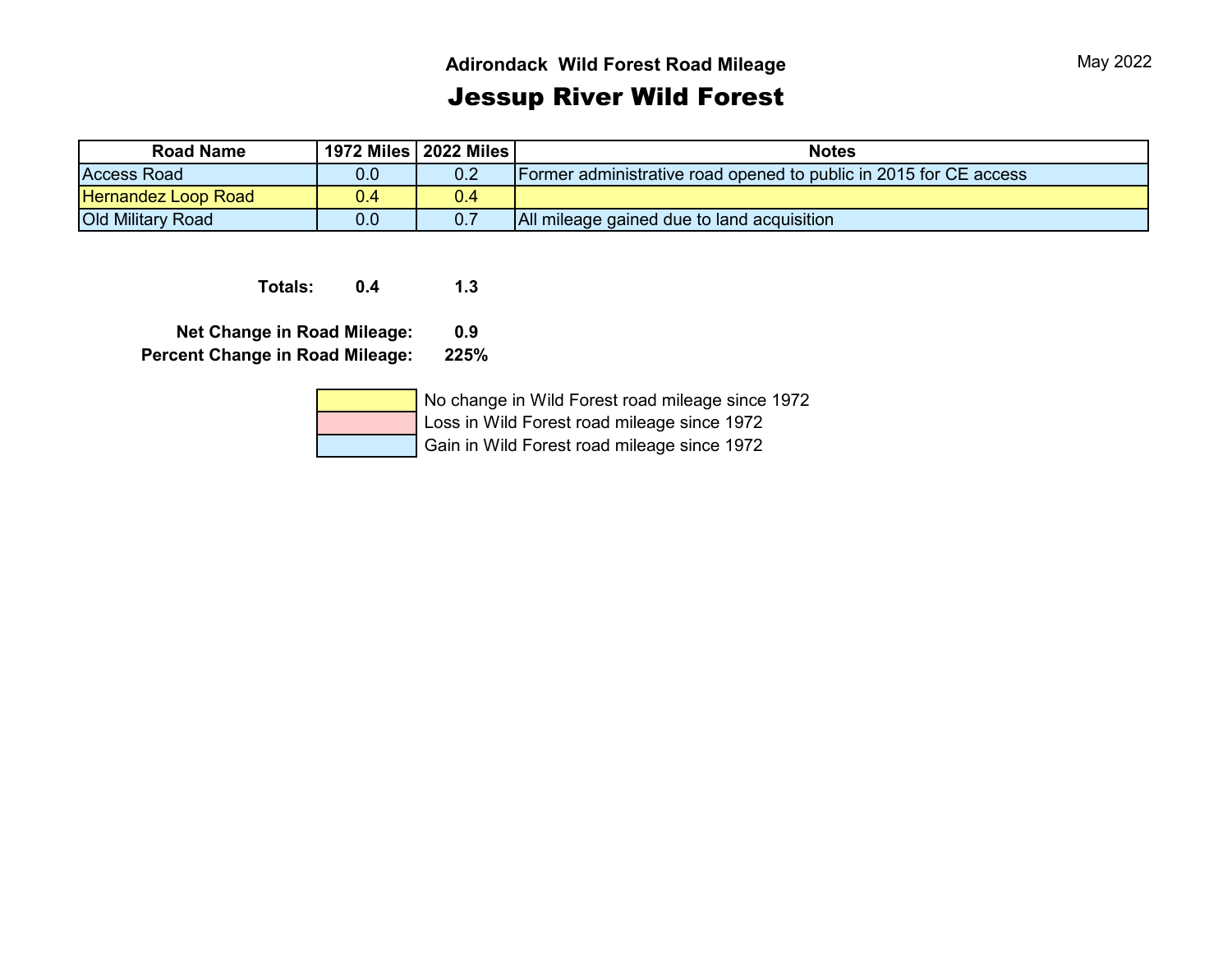May 2022

## Adirondack Wild Forest Road Mileage

# Jessup River Wild Forest

| Road Name | 1972 Miles | 2022 Miles | Notes |
|---|---|---|---|
| Access Road | 0.0 | 0.2 | Former administrative road opened to public in 2015 for CE access |
| Hernandez Loop Road | 0.4 | 0.4 | |
| Old Military Road | 0.0 | 0.7 | All mileage gained due to land acquisition |

**Totals:** **0.4** **1.3**

**Net Change in Road Mileage:** **0.9**

**Percent Change in Road Mileage:** **225%**

| Legend color | Meaning |
|---|---|
| Yellow | No change in Wild Forest road mileage since 1972 |
| Pink | Loss in Wild Forest road mileage since 1972 |
| Blue | Gain in Wild Forest road mileage since 1972 |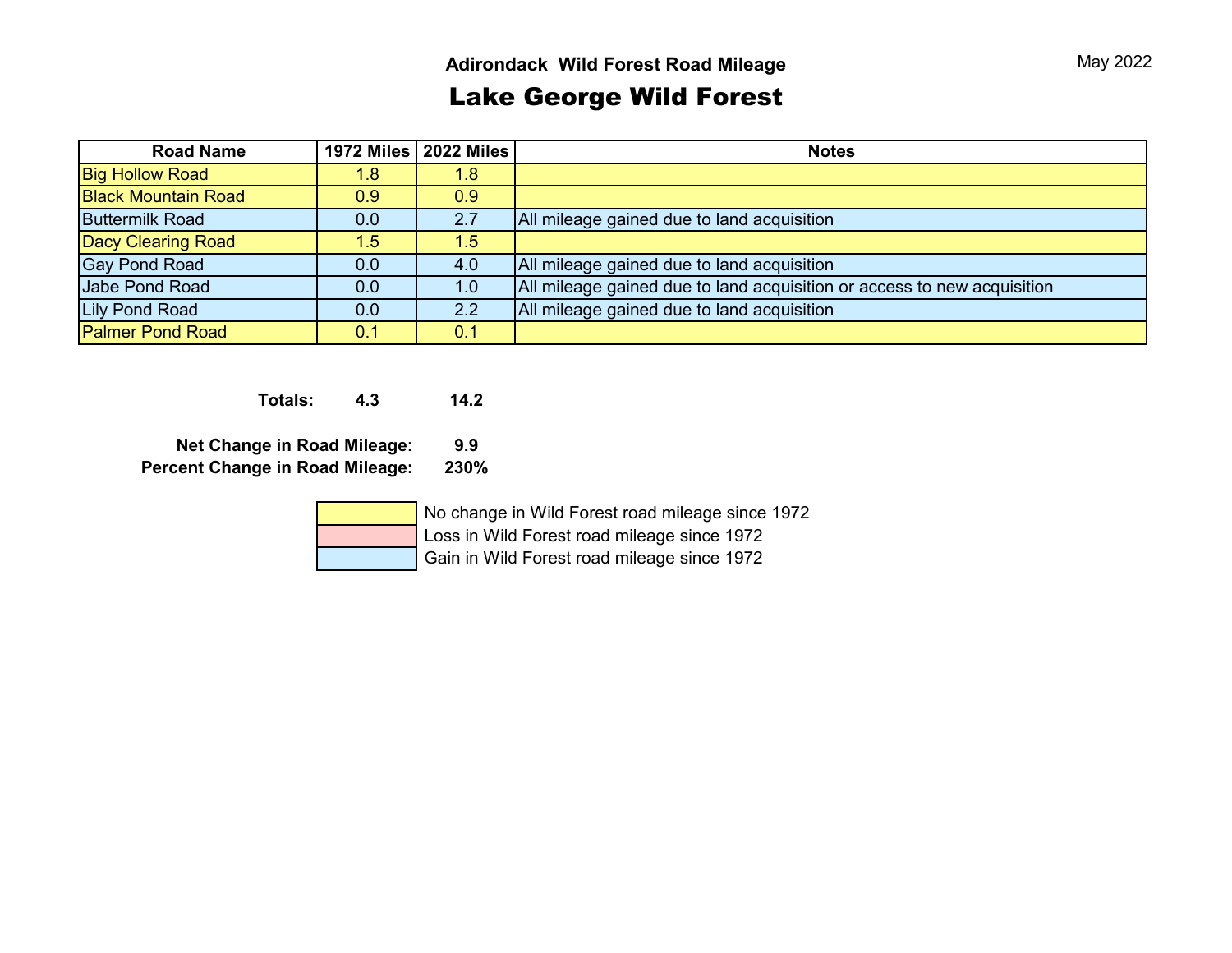May 2022

### Adirondack Wild Forest Road Mileage

# Lake George Wild Forest

| Road Name | 1972 Miles | 2022 Miles | Notes |
|---|---|---|---|
| Big Hollow Road | 1.8 | 1.8 | |
| Black Mountain Road | 0.9 | 0.9 | |
| Buttermilk Road | 0.0 | 2.7 | All mileage gained due to land acquisition |
| Dacy Clearing Road | 1.5 | 1.5 | |
| Gay Pond Road | 0.0 | 4.0 | All mileage gained due to land acquisition |
| Jabe Pond Road | 0.0 | 1.0 | All mileage gained due to land acquisition or access to new acquisition |
| Lily Pond Road | 0.0 | 2.2 | All mileage gained due to land acquisition |
| Palmer Pond Road | 0.1 | 0.1 | |

**Totals:** **4.3** **14.2**

**Net Change in Road Mileage:** **9.9**

**Percent Change in Road Mileage:** **230%**

| Legend |
|---|
| No change in Wild Forest road mileage since 1972 (yellow) |
| Loss in Wild Forest road mileage since 1972 (pink) |
| Gain in Wild Forest road mileage since 1972 (blue) |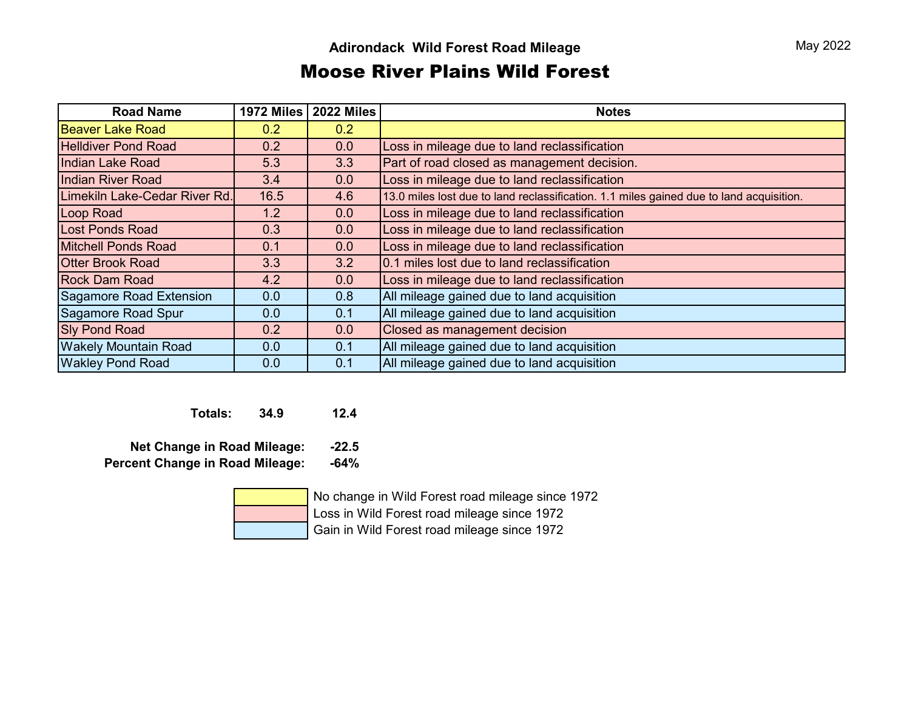Adirondack Wild Forest Road Mileage

May 2022

# Moose River Plains Wild Forest

| Road Name | 1972 Miles | 2022 Miles | Notes |
|---|---|---|---|
| Beaver Lake Road | 0.2 | 0.2 | |
| Helldiver Pond Road | 0.2 | 0.0 | Loss in mileage due to land reclassification |
| Indian Lake Road | 5.3 | 3.3 | Part of road closed as management decision. |
| Indian River Road | 3.4 | 0.0 | Loss in mileage due to land reclassification |
| Limekiln Lake-Cedar River Rd. | 16.5 | 4.6 | 13.0 miles lost due to land reclassification. 1.1 miles gained due to land acquisition. |
| Loop Road | 1.2 | 0.0 | Loss in mileage due to land reclassification |
| Lost Ponds Road | 0.3 | 0.0 | Loss in mileage due to land reclassification |
| Mitchell Ponds Road | 0.1 | 0.0 | Loss in mileage due to land reclassification |
| Otter Brook Road | 3.3 | 3.2 | 0.1 miles lost due to land reclassification |
| Rock Dam Road | 4.2 | 0.0 | Loss in mileage due to land reclassification |
| Sagamore Road Extension | 0.0 | 0.8 | All mileage gained due to land acquisition |
| Sagamore Road Spur | 0.0 | 0.1 | All mileage gained due to land acquisition |
| Sly Pond Road | 0.2 | 0.0 | Closed as management decision |
| Wakely Mountain Road | 0.0 | 0.1 | All mileage gained due to land acquisition |
| Wakley Pond Road | 0.0 | 0.1 | All mileage gained due to land acquisition |

**Totals:** **34.9** **12.4**

**Net Change in Road Mileage:** **-22.5**

**Percent Change in Road Mileage:** **-64%**

| Color | Legend |
|---|---|
| Yellow | No change in Wild Forest road mileage since 1972 |
| Pink | Loss in Wild Forest road mileage since 1972 |
| Blue | Gain in Wild Forest road mileage since 1972 |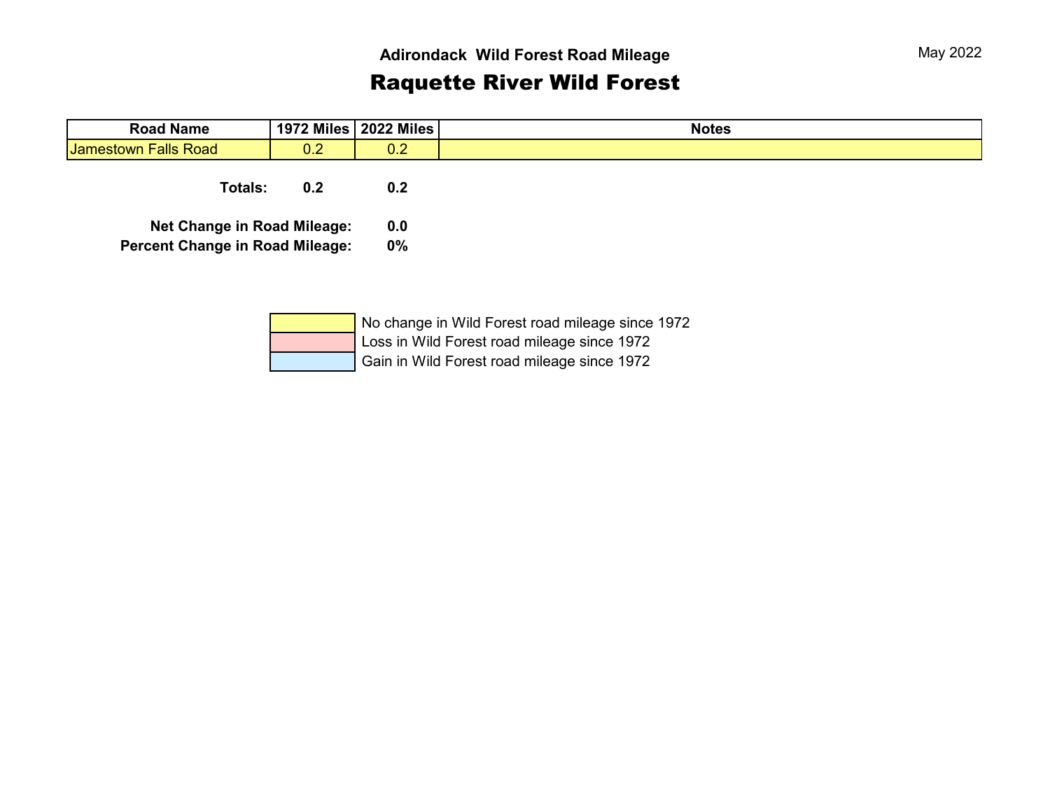### Adirondack Wild Forest Road Mileage

May 2022

# Raquette River Wild Forest

| Road Name | 1972 Miles | 2022 Miles | Notes |
|---|---|---|---|
| Jamestown Falls Road | 0.2 | 0.2 | |

**Totals:** **0.2** **0.2**

**Net Change in Road Mileage:** **0.0**

**Percent Change in Road Mileage:** **0%**

| Color | Meaning |
|---|---|
| Yellow | No change in Wild Forest road mileage since 1972 |
| Pink | Loss in Wild Forest road mileage since 1972 |
| Blue | Gain in Wild Forest road mileage since 1972 |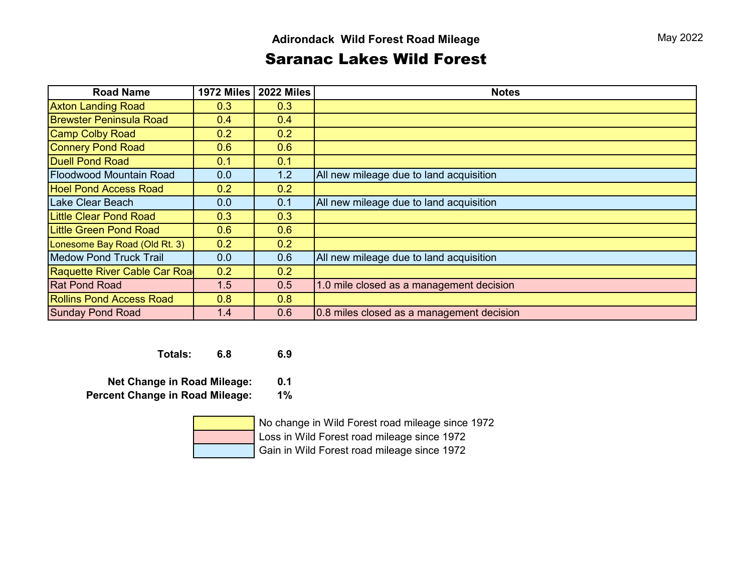May 2022

### Adirondack Wild Forest Road Mileage

# Saranac Lakes Wild Forest

| Road Name | 1972 Miles | 2022 Miles | Notes |
|---|---|---|---|
| Axton Landing Road | 0.3 | 0.3 | |
| Brewster Peninsula Road | 0.4 | 0.4 | |
| Camp Colby Road | 0.2 | 0.2 | |
| Connery Pond Road | 0.6 | 0.6 | |
| Duell Pond Road | 0.1 | 0.1 | |
| Floodwood Mountain Road | 0.0 | 1.2 | All new mileage due to land acquisition |
| Hoel Pond Access Road | 0.2 | 0.2 | |
| Lake Clear Beach | 0.0 | 0.1 | All new mileage due to land acquisition |
| Little Clear Pond Road | 0.3 | 0.3 | |
| Little Green Pond Road | 0.6 | 0.6 | |
| Lonesome Bay Road (Old Rt. 3) | 0.2 | 0.2 | |
| Medow Pond Truck Trail | 0.0 | 0.6 | All new mileage due to land acquisition |
| Raquette River Cable Car Roa | 0.2 | 0.2 | |
| Rat Pond Road | 1.5 | 0.5 | 1.0 mile closed as a management decision |
| Rollins Pond Access Road | 0.8 | 0.8 | |
| Sunday Pond Road | 1.4 | 0.6 | 0.8 miles closed as a management decision |

**Totals:** **6.8** **6.9**

**Net Change in Road Mileage:** **0.1**

**Percent Change in Road Mileage:** **1%**

| Legend |
|---|
| No change in Wild Forest road mileage since 1972 |
| Loss in Wild Forest road mileage since 1972 |
| Gain in Wild Forest road mileage since 1972 |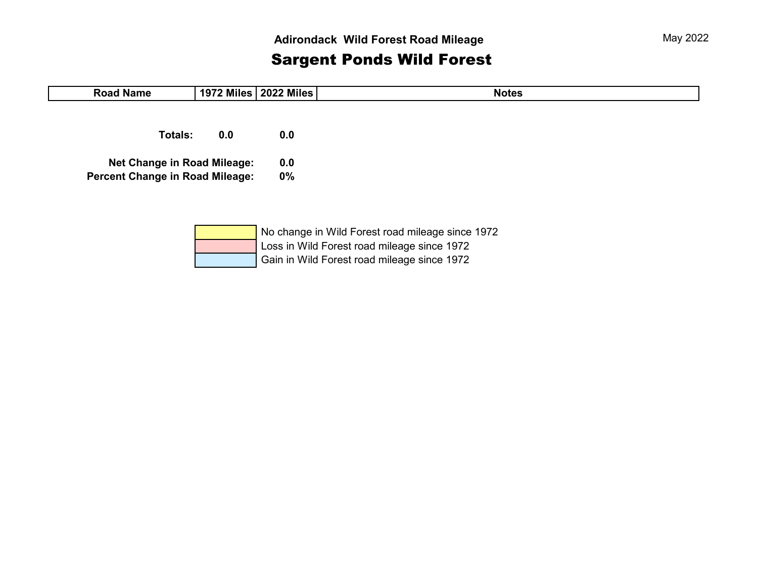May 2022

## Adirondack Wild Forest Road Mileage

# Sargent Ponds Wild Forest

| Road Name | 1972 Miles | 2022 Miles | Notes |
|---|---|---|---|
| **Totals:** | **0.0** | **0.0** | |

**Net Change in Road Mileage:** **0.0**

**Percent Change in Road Mileage:** **0%**

| | |
|---|---|
| (yellow) | No change in Wild Forest road mileage since 1972 |
| (red) | Loss in Wild Forest road mileage since 1972 |
| (blue) | Gain in Wild Forest road mileage since 1972 |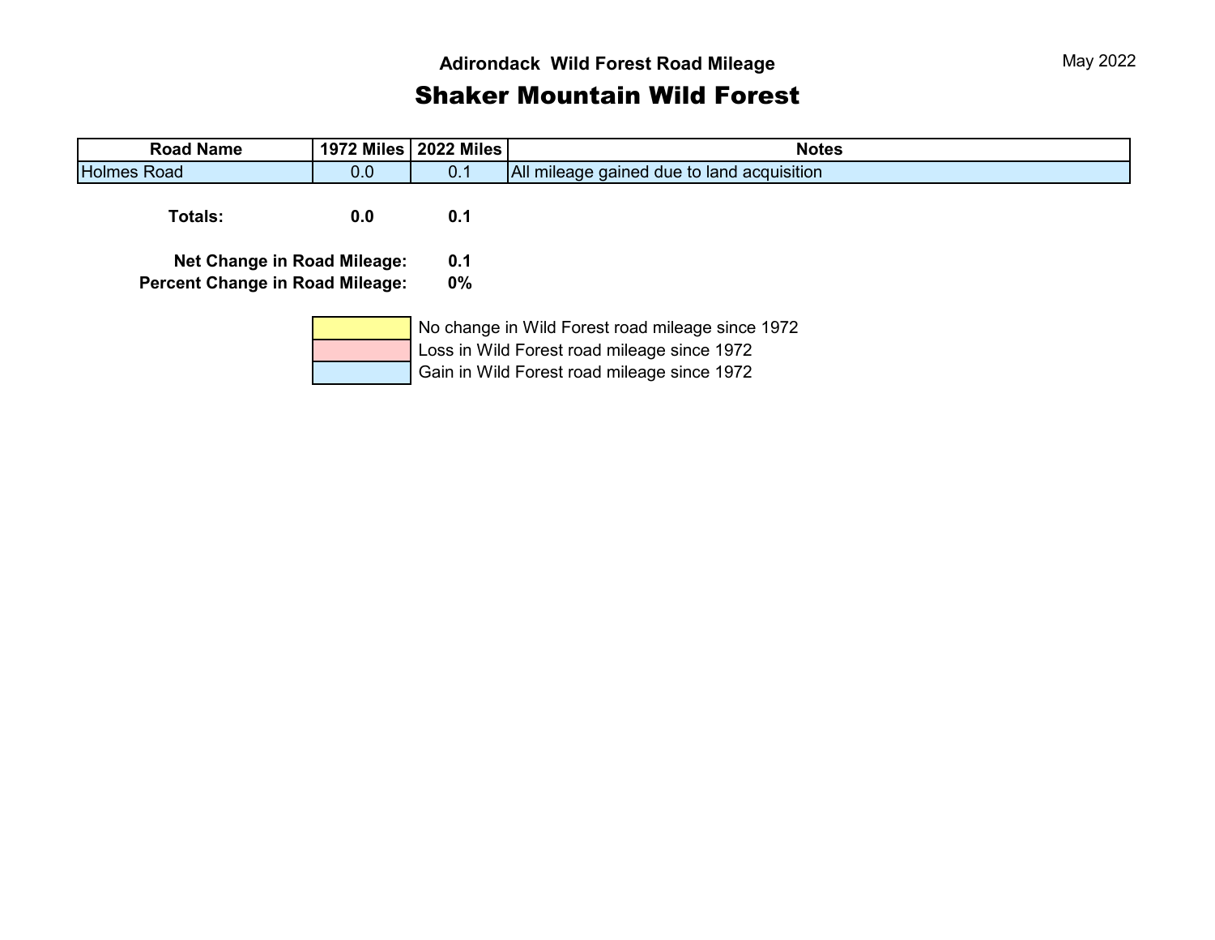May 2022

## Adirondack Wild Forest Road Mileage

# Shaker Mountain Wild Forest

| Road Name | 1972 Miles | 2022 Miles | Notes |
|---|---|---|---|
| Holmes Road | 0.0 | 0.1 | All mileage gained due to land acquisition |

| | | |
|---|---|---|
| **Totals:** | **0.0** | **0.1** |

**Net Change in Road Mileage:** **0.1**

**Percent Change in Road Mileage:** **0%**

| Legend | |
|---|---|
| Yellow | No change in Wild Forest road mileage since 1972 |
| Red | Loss in Wild Forest road mileage since 1972 |
| Blue | Gain in Wild Forest road mileage since 1972 |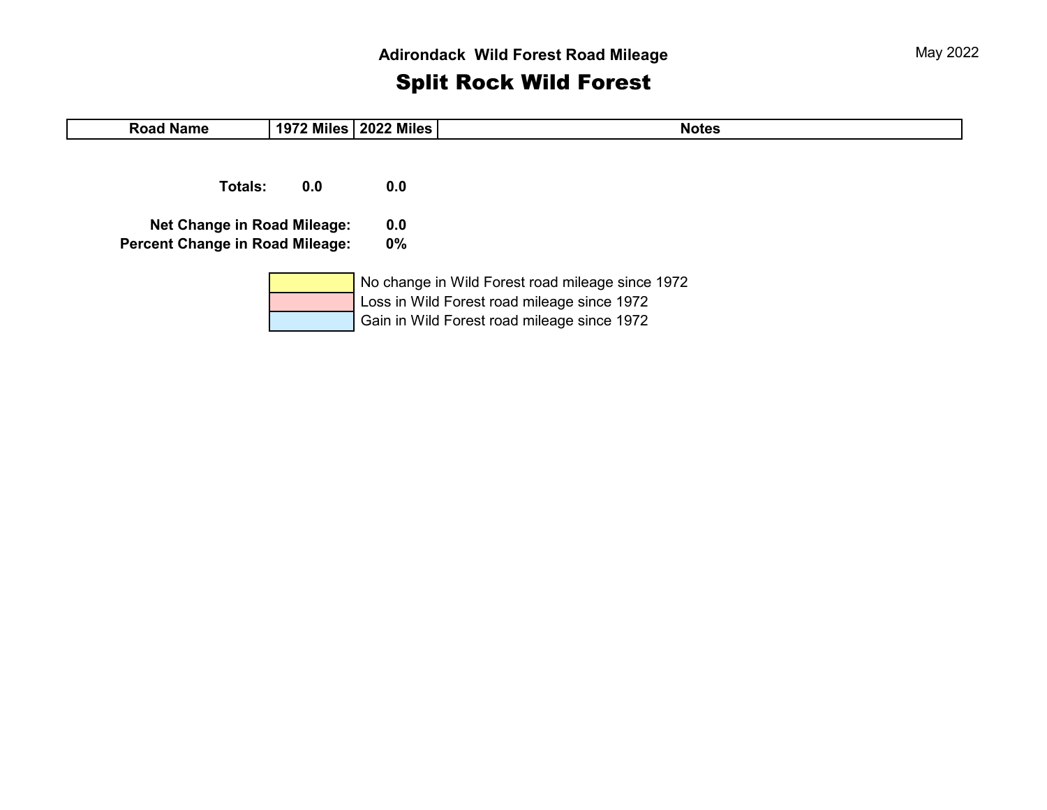May 2022

## Adirondack Wild Forest Road Mileage

# Split Rock Wild Forest

| Road Name | 1972 Miles | 2022 Miles | Notes |
|---|---|---|---|
| **Totals:** | **0.0** | **0.0** | |

**Net Change in Road Mileage:** **0.0**

**Percent Change in Road Mileage:** **0%**

| Legend | |
|---|---|
| Yellow | No change in Wild Forest road mileage since 1972 |
| Pink | Loss in Wild Forest road mileage since 1972 |
| Blue | Gain in Wild Forest road mileage since 1972 |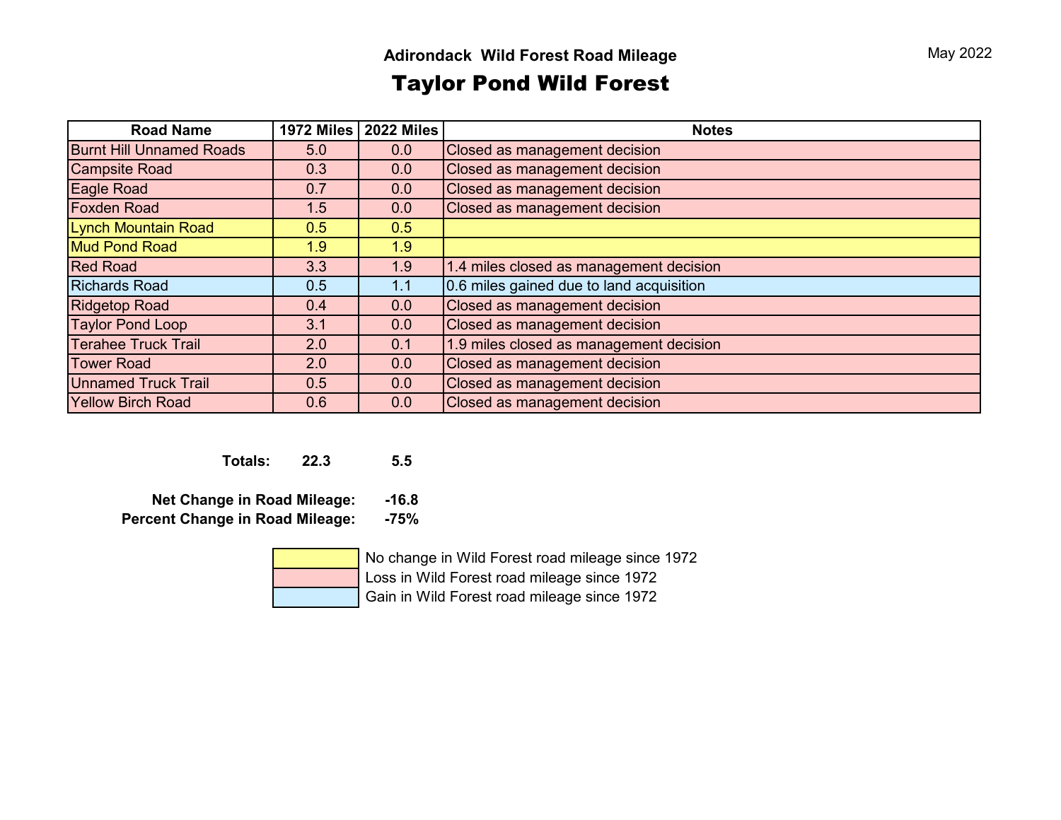May 2022

### Adirondack Wild Forest Road Mileage

# Taylor Pond Wild Forest

| Road Name | 1972 Miles | 2022 Miles | Notes |
|---|---|---|---|
| Burnt Hill Unnamed Roads | 5.0 | 0.0 | Closed as management decision |
| Campsite Road | 0.3 | 0.0 | Closed as management decision |
| Eagle Road | 0.7 | 0.0 | Closed as management decision |
| Foxden Road | 1.5 | 0.0 | Closed as management decision |
| Lynch Mountain Road | 0.5 | 0.5 | |
| Mud Pond Road | 1.9 | 1.9 | |
| Red Road | 3.3 | 1.9 | 1.4 miles closed as management decision |
| Richards Road | 0.5 | 1.1 | 0.6 miles gained due to land acquisition |
| Ridgetop Road | 0.4 | 0.0 | Closed as management decision |
| Taylor Pond Loop | 3.1 | 0.0 | Closed as management decision |
| Terahee Truck Trail | 2.0 | 0.1 | 1.9 miles closed as management decision |
| Tower Road | 2.0 | 0.0 | Closed as management decision |
| Unnamed Truck Trail | 0.5 | 0.0 | Closed as management decision |
| Yellow Birch Road | 0.6 | 0.0 | Closed as management decision |

**Totals:** **22.3** **5.5**

**Net Change in Road Mileage:** **-16.8**

**Percent Change in Road Mileage:** **-75%**

| Color | Legend |
|---|---|
| Yellow | No change in Wild Forest road mileage since 1972 |
| Pink | Loss in Wild Forest road mileage since 1972 |
| Blue | Gain in Wild Forest road mileage since 1972 |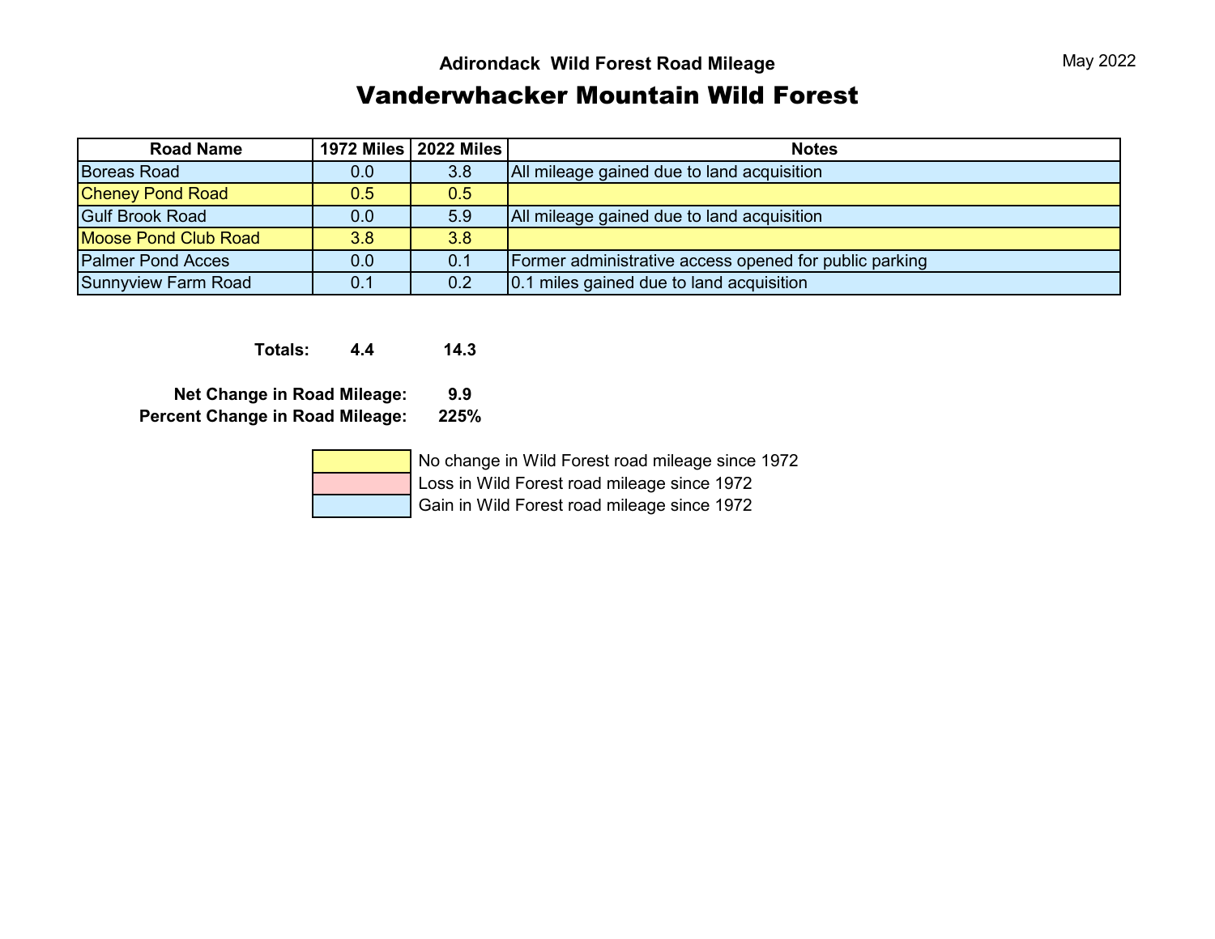May 2022

## Adirondack Wild Forest Road Mileage

# Vanderwhacker Mountain Wild Forest

| Road Name | 1972 Miles | 2022 Miles | Notes |
|---|---|---|---|
| Boreas Road | 0.0 | 3.8 | All mileage gained due to land acquisition |
| Cheney Pond Road | 0.5 | 0.5 | |
| Gulf Brook Road | 0.0 | 5.9 | All mileage gained due to land acquisition |
| Moose Pond Club Road | 3.8 | 3.8 | |
| Palmer Pond Acces | 0.0 | 0.1 | Former administrative access opened for public parking |
| Sunnyview Farm Road | 0.1 | 0.2 | 0.1 miles gained due to land acquisition |

**Totals:** **4.4** **14.3**

**Net Change in Road Mileage:** **9.9**

**Percent Change in Road Mileage:** **225%**

| Legend | |
|---|---|
| Yellow | No change in Wild Forest road mileage since 1972 |
| Pink | Loss in Wild Forest road mileage since 1972 |
| Blue | Gain in Wild Forest road mileage since 1972 |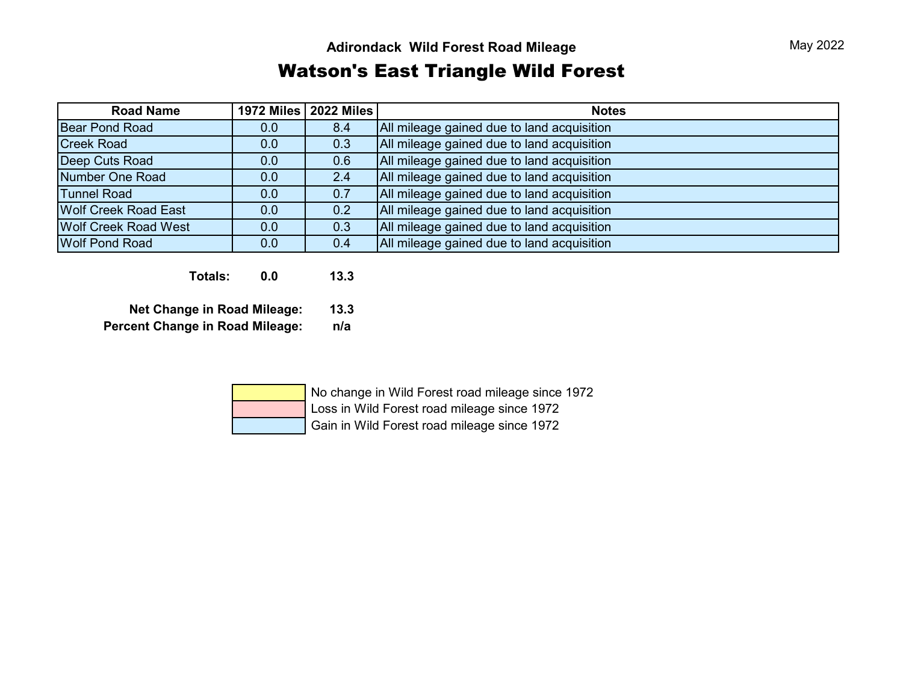May 2022

Adirondack Wild Forest Road Mileage

# Watson's East Triangle Wild Forest

| Road Name | 1972 Miles | 2022 Miles | Notes |
|---|---|---|---|
| Bear Pond Road | 0.0 | 8.4 | All mileage gained due to land acquisition |
| Creek Road | 0.0 | 0.3 | All mileage gained due to land acquisition |
| Deep Cuts Road | 0.0 | 0.6 | All mileage gained due to land acquisition |
| Number One Road | 0.0 | 2.4 | All mileage gained due to land acquisition |
| Tunnel Road | 0.0 | 0.7 | All mileage gained due to land acquisition |
| Wolf Creek Road East | 0.0 | 0.2 | All mileage gained due to land acquisition |
| Wolf Creek Road West | 0.0 | 0.3 | All mileage gained due to land acquisition |
| Wolf Pond Road | 0.0 | 0.4 | All mileage gained due to land acquisition |

**Totals:** **0.0** **13.3**

**Net Change in Road Mileage:** **13.3**

**Percent Change in Road Mileage:** **n/a**

| Color | Legend |
|---|---|
| Yellow | No change in Wild Forest road mileage since 1972 |
| Red | Loss in Wild Forest road mileage since 1972 |
| Blue | Gain in Wild Forest road mileage since 1972 |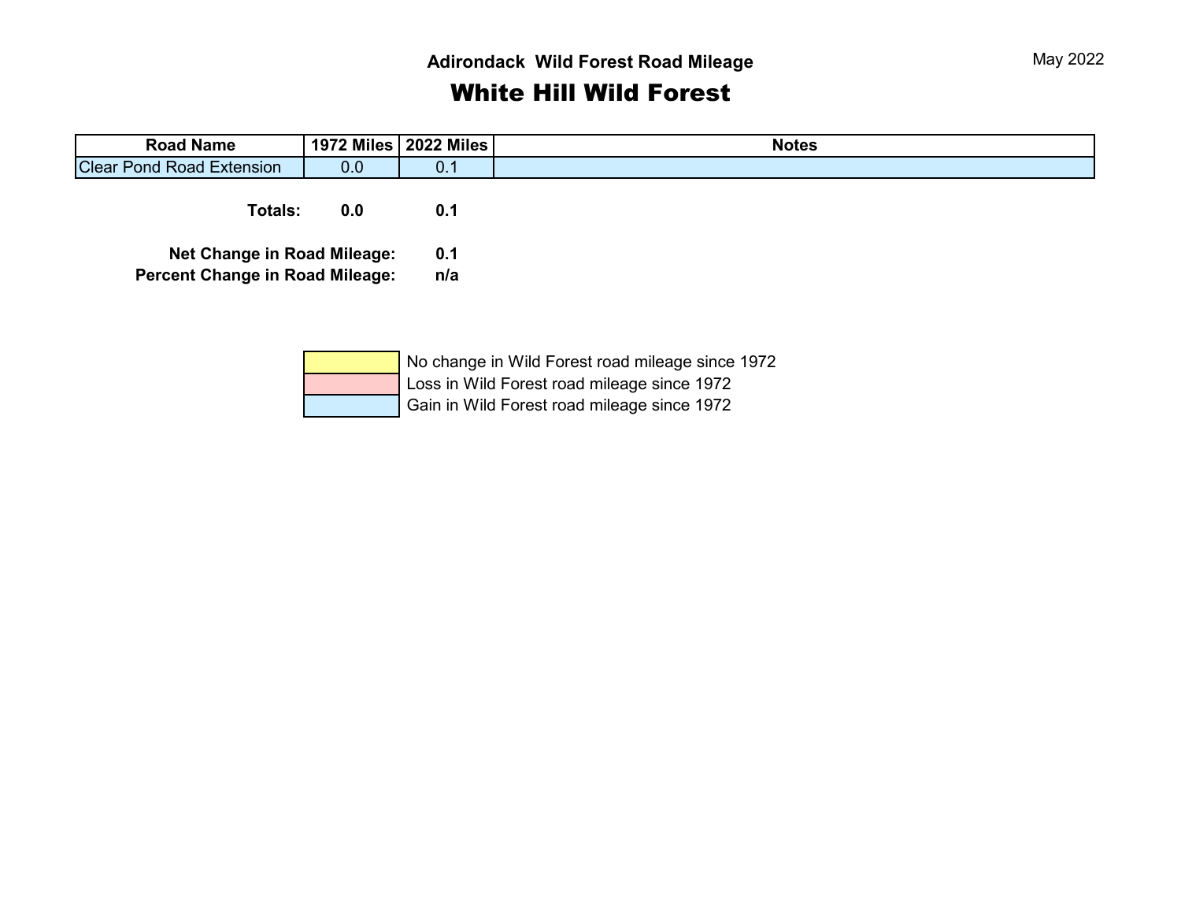May 2022

## Adirondack Wild Forest Road Mileage

# White Hill Wild Forest

| Road Name | 1972 Miles | 2022 Miles | Notes |
|---|---|---|---|
| Clear Pond Road Extension | 0.0 | 0.1 | |

**Totals:** **0.0** **0.1**

**Net Change in Road Mileage:** **0.1**

**Percent Change in Road Mileage:** **n/a**

| Legend | |
|---|---|
| (yellow) | No change in Wild Forest road mileage since 1972 |
| (red) | Loss in Wild Forest road mileage since 1972 |
| (blue) | Gain in Wild Forest road mileage since 1972 |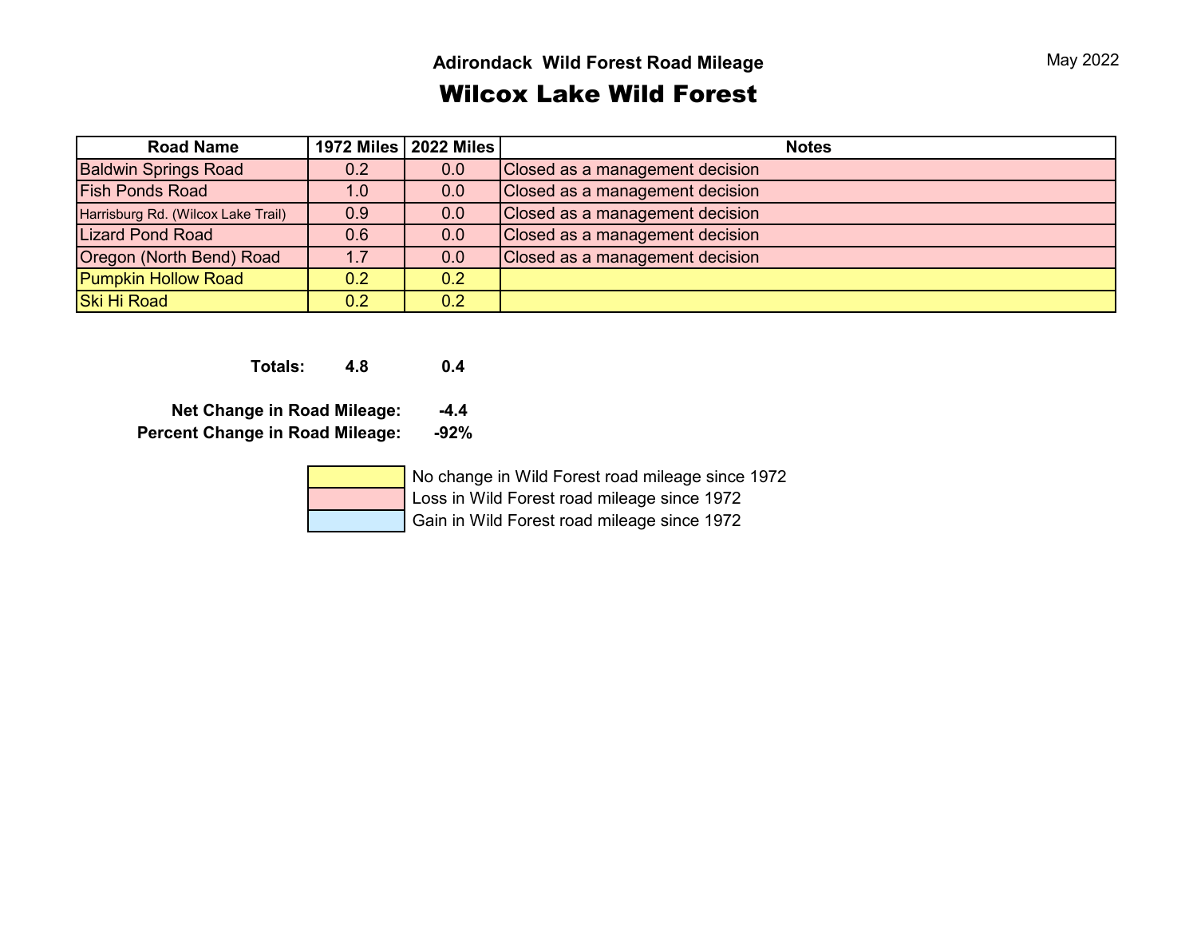May 2022

### Adirondack Wild Forest Road Mileage

## Wilcox Lake Wild Forest

| Road Name | 1972 Miles | 2022 Miles | Notes |
|---|---|---|---|
| Baldwin Springs Road | 0.2 | 0.0 | Closed as a management decision |
| Fish Ponds Road | 1.0 | 0.0 | Closed as a management decision |
| Harrisburg Rd. (Wilcox Lake Trail) | 0.9 | 0.0 | Closed as a management decision |
| Lizard Pond Road | 0.6 | 0.0 | Closed as a management decision |
| Oregon (North Bend) Road | 1.7 | 0.0 | Closed as a management decision |
| Pumpkin Hollow Road | 0.2 | 0.2 | |
| Ski Hi Road | 0.2 | 0.2 | |

**Totals:** **4.8** **0.4**

**Net Change in Road Mileage:** **-4.4**

**Percent Change in Road Mileage:** **-92%**

| Legend color | Meaning |
|---|---|
| Yellow | No change in Wild Forest road mileage since 1972 |
| Pink | Loss in Wild Forest road mileage since 1972 |
| Blue | Gain in Wild Forest road mileage since 1972 |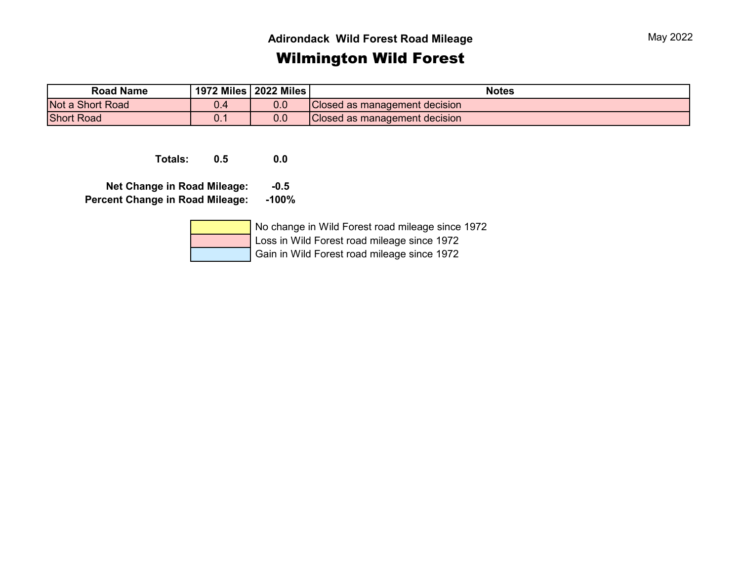May 2022

**Adirondack Wild Forest Road Mileage**

# Wilmington Wild Forest

| Road Name | 1972 Miles | 2022 Miles | Notes |
|---|---|---|---|
| Not a Short Road | 0.4 | 0.0 | Closed as management decision |
| Short Road | 0.1 | 0.0 | Closed as management decision |

**Totals: 0.5 0.0**

**Net Change in Road Mileage: -0.5**

**Percent Change in Road Mileage: -100%**

| | |
|---|---|
| (yellow) | No change in Wild Forest road mileage since 1972 |
| (pink) | Loss in Wild Forest road mileage since 1972 |
| (blue) | Gain in Wild Forest road mileage since 1972 |